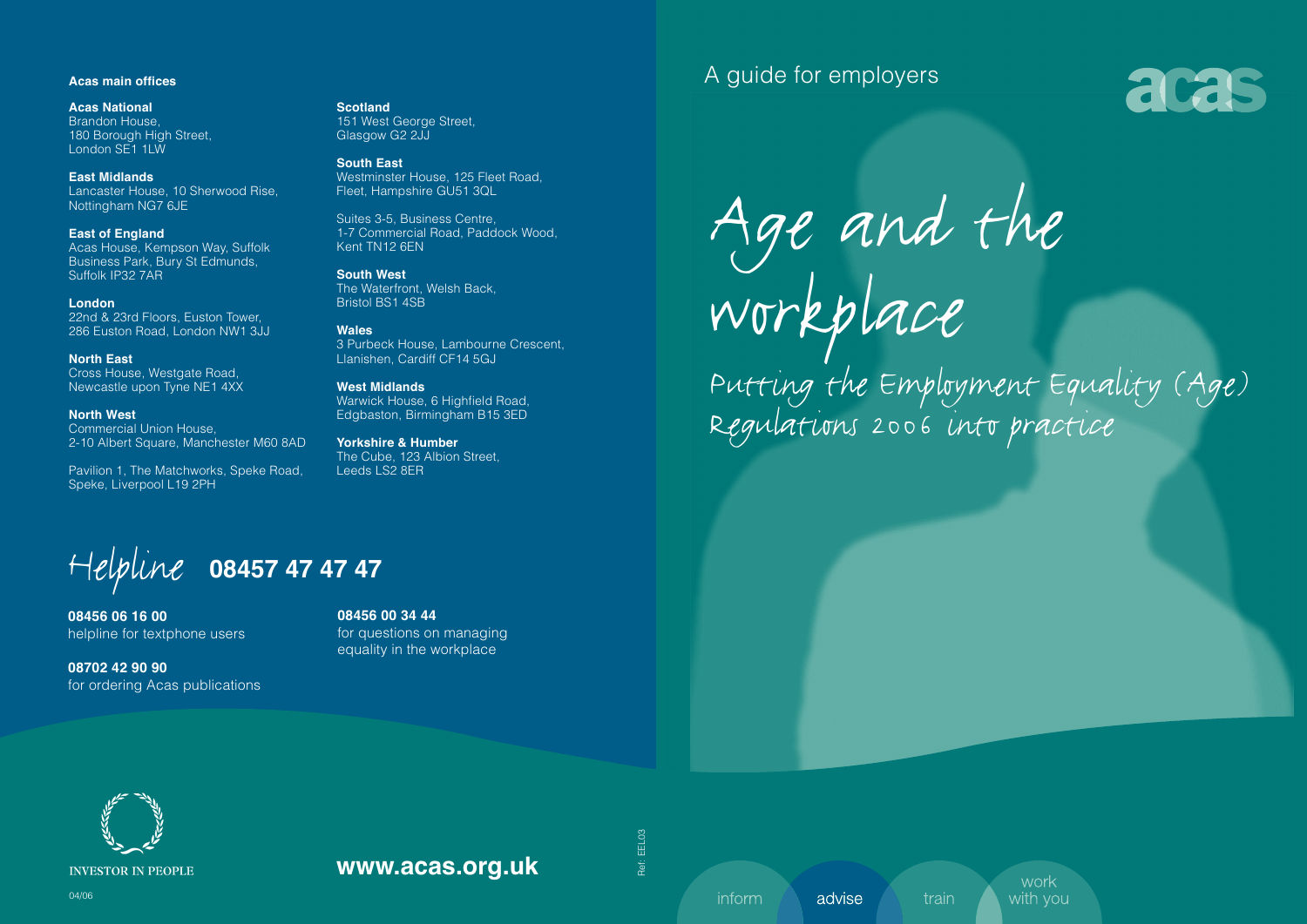A guide for employers

acas

# Age and the workplace

## Putting the Employment Equality (Age) Regulations 2006 into practice

inform | advise | train | work with you

**Acas main offices**

**Acas National**
Brandon House,
180 Borough High Street,
London SE1 1LW

**East Midlands**
Lancaster House, 10 Sherwood Rise,
Nottingham NG7 6JE

**East of England**
Acas House, Kempson Way, Suffolk
Business Park, Bury St Edmunds,
Suffolk IP32 7AR

**London**
22nd & 23rd Floors, Euston Tower,
286 Euston Road, London NW1 3JJ

**North East**
Cross House, Westgate Road,
Newcastle upon Tyne NE1 4XX

**North West**
Commercial Union House,
2-10 Albert Square, Manchester M60 8AD

Pavilion 1, The Matchworks, Speke Road,
Speke, Liverpool L19 2PH

**Scotland**
151 West George Street,
Glasgow G2 2JJ

**South East**
Westminster House, 125 Fleet Road,
Fleet, Hampshire GU51 3QL

Suites 3-5, Business Centre,
1-7 Commercial Road, Paddock Wood,
Kent TN12 6EN

**South West**
The Waterfront, Welsh Back,
Bristol BS1 4SB

**Wales**
3 Purbeck House, Lambourne Crescent,
Llanishen, Cardiff CF14 5GJ

**West Midlands**
Warwick House, 6 Highfield Road,
Edgbaston, Birmingham B15 3ED

**Yorkshire & Humber**
The Cube, 123 Albion Street,
Leeds LS2 8ER

Helpline **08457 47 47 47**

**08456 06 16 00**
helpline for textphone users

**08702 42 90 90**
for ordering Acas publications

**08456 00 34 44**
for questions on managing equality in the workplace

INVESTOR IN PEOPLE

**www.acas.org.uk**

Ref: EEL03

04/06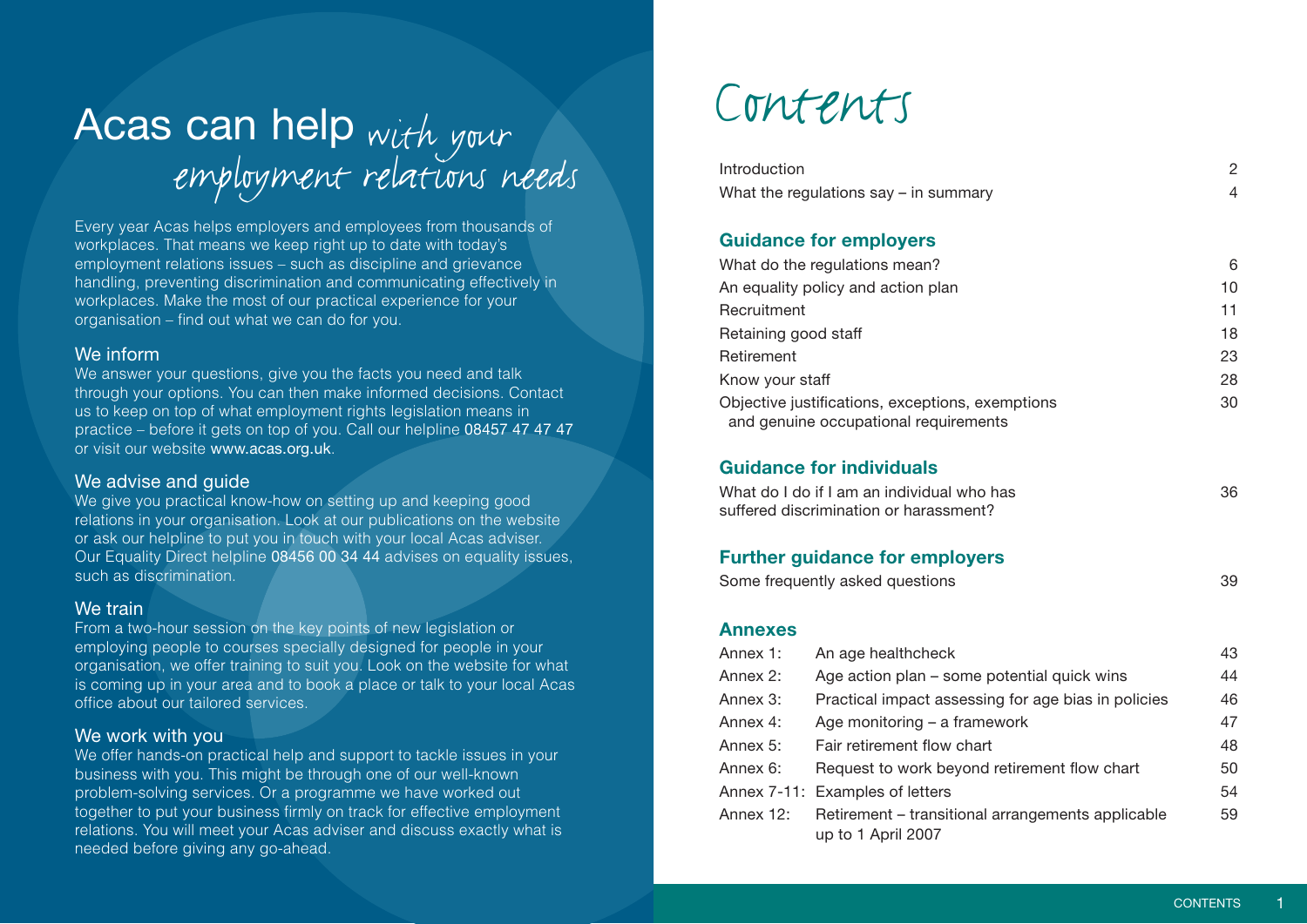# Acas can help *with your employment relations needs*

Every year Acas helps employers and employees from thousands of workplaces. That means we keep right up to date with today's employment relations issues – such as discipline and grievance handling, preventing discrimination and communicating effectively in workplaces. Make the most of our practical experience for your organisation – find out what we can do for you.

## We inform

We answer your questions, give you the facts you need and talk through your options. You can then make informed decisions. Contact us to keep on top of what employment rights legislation means in practice – before it gets on top of you. Call our helpline 08457 47 47 47 or visit our website www.acas.org.uk.

## We advise and guide

We give you practical know-how on setting up and keeping good relations in your organisation. Look at our publications on the website or ask our helpline to put you in touch with your local Acas adviser. Our Equality Direct helpline 08456 00 34 44 advises on equality issues, such as discrimination.

## We train

From a two-hour session on the key points of new legislation or employing people to courses specially designed for people in your organisation, we offer training to suit you. Look on the website for what is coming up in your area and to book a place or talk to your local Acas office about our tailored services.

## We work with you

We offer hands-on practical help and support to tackle issues in your business with you. This might be through one of our well-known problem-solving services. Or a programme we have worked out together to put your business firmly on track for effective employment relations. You will meet your Acas adviser and discuss exactly what is needed before giving any go-ahead.

# Contents

| | |
|---|---|
| Introduction | 2 |
| What the regulations say – in summary | 4 |

## Guidance for employers

| | |
|---|---|
| What do the regulations mean? | 6 |
| An equality policy and action plan | 10 |
| Recruitment | 11 |
| Retaining good staff | 18 |
| Retirement | 23 |
| Know your staff | 28 |
| Objective justifications, exceptions, exemptions and genuine occupational requirements | 30 |

## Guidance for individuals

| | |
|---|---|
| What do I do if I am an individual who has suffered discrimination or harassment? | 36 |

## Further guidance for employers

| | |
|---|---|
| Some frequently asked questions | 39 |

## Annexes

| | | |
|---|---|---|
| Annex 1: | An age healthcheck | 43 |
| Annex 2: | Age action plan – some potential quick wins | 44 |
| Annex 3: | Practical impact assessing for age bias in policies | 46 |
| Annex 4: | Age monitoring – a framework | 47 |
| Annex 5: | Fair retirement flow chart | 48 |
| Annex 6: | Request to work beyond retirement flow chart | 50 |
| Annex 7-11: | Examples of letters | 54 |
| Annex 12: | Retirement – transitional arrangements applicable up to 1 April 2007 | 59 |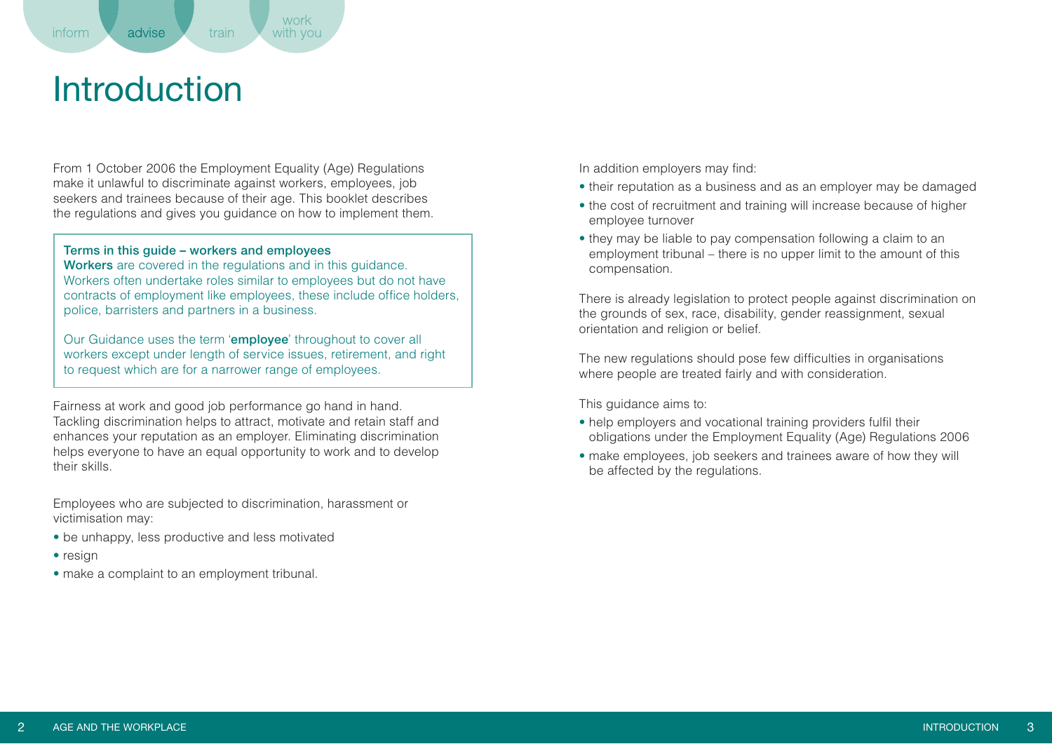# Introduction

From 1 October 2006 the Employment Equality (Age) Regulations make it unlawful to discriminate against workers, employees, job seekers and trainees because of their age. This booklet describes the regulations and gives you guidance on how to implement them.

> **Terms in this guide – workers and employees**
> **Workers** are covered in the regulations and in this guidance. Workers often undertake roles similar to employees but do not have contracts of employment like employees, these include office holders, police, barristers and partners in a business.
>
> Our Guidance uses the term '**employee**' throughout to cover all workers except under length of service issues, retirement, and right to request which are for a narrower range of employees.

Fairness at work and good job performance go hand in hand. Tackling discrimination helps to attract, motivate and retain staff and enhances your reputation as an employer. Eliminating discrimination helps everyone to have an equal opportunity to work and to develop their skills.

Employees who are subjected to discrimination, harassment or victimisation may:

- be unhappy, less productive and less motivated
- resign
- make a complaint to an employment tribunal.

In addition employers may find:

- their reputation as a business and as an employer may be damaged
- the cost of recruitment and training will increase because of higher employee turnover
- they may be liable to pay compensation following a claim to an employment tribunal – there is no upper limit to the amount of this compensation.

There is already legislation to protect people against discrimination on the grounds of sex, race, disability, gender reassignment, sexual orientation and religion or belief.

The new regulations should pose few difficulties in organisations where people are treated fairly and with consideration.

This guidance aims to:

- help employers and vocational training providers fulfil their obligations under the Employment Equality (Age) Regulations 2006
- make employees, job seekers and trainees aware of how they will be affected by the regulations.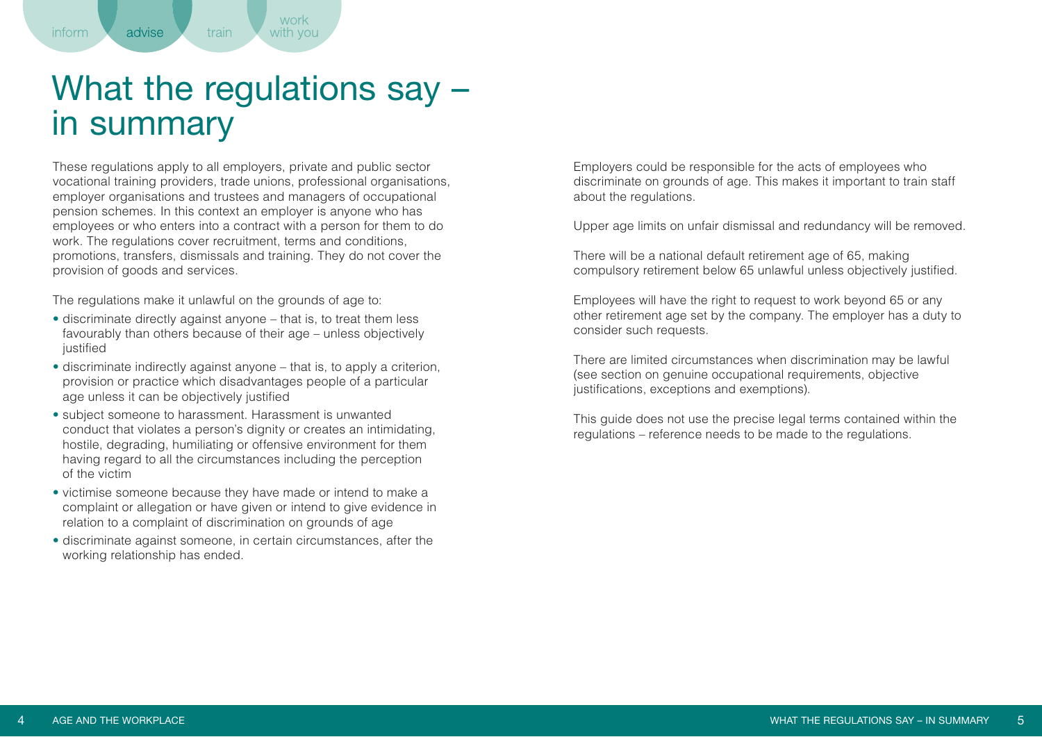# What the regulations say – in summary

These regulations apply to all employers, private and public sector vocational training providers, trade unions, professional organisations, employer organisations and trustees and managers of occupational pension schemes. In this context an employer is anyone who has employees or who enters into a contract with a person for them to do work. The regulations cover recruitment, terms and conditions, promotions, transfers, dismissals and training. They do not cover the provision of goods and services.

The regulations make it unlawful on the grounds of age to:

- discriminate directly against anyone – that is, to treat them less favourably than others because of their age – unless objectively justified
- discriminate indirectly against anyone – that is, to apply a criterion, provision or practice which disadvantages people of a particular age unless it can be objectively justified
- subject someone to harassment. Harassment is unwanted conduct that violates a person's dignity or creates an intimidating, hostile, degrading, humiliating or offensive environment for them having regard to all the circumstances including the perception of the victim
- victimise someone because they have made or intend to make a complaint or allegation or have given or intend to give evidence in relation to a complaint of discrimination on grounds of age
- discriminate against someone, in certain circumstances, after the working relationship has ended.

Employers could be responsible for the acts of employees who discriminate on grounds of age. This makes it important to train staff about the regulations.

Upper age limits on unfair dismissal and redundancy will be removed.

There will be a national default retirement age of 65, making compulsory retirement below 65 unlawful unless objectively justified.

Employees will have the right to request to work beyond 65 or any other retirement age set by the company. The employer has a duty to consider such requests.

There are limited circumstances when discrimination may be lawful (see section on genuine occupational requirements, objective justifications, exceptions and exemptions).

This guide does not use the precise legal terms contained within the regulations – reference needs to be made to the regulations.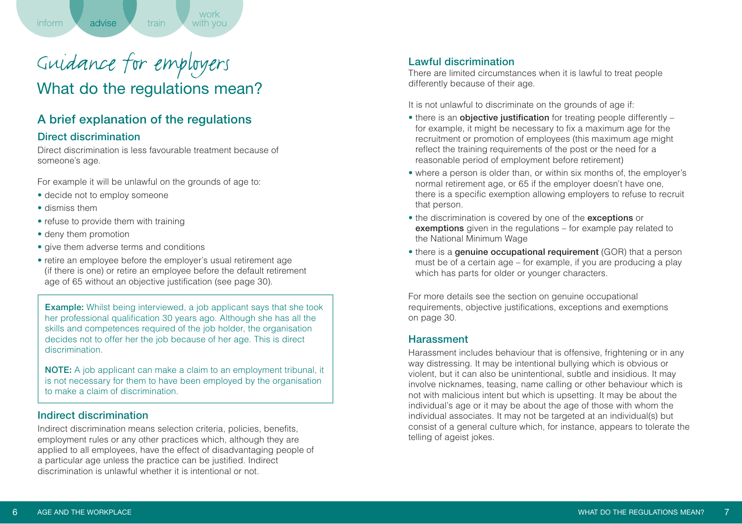# Guidance for employers

## What do the regulations mean?

### A brief explanation of the regulations

#### Direct discrimination

Direct discrimination is less favourable treatment because of someone's age.

For example it will be unlawful on the grounds of age to:

- decide not to employ someone
- dismiss them
- refuse to provide them with training
- deny them promotion
- give them adverse terms and conditions
- retire an employee before the employer's usual retirement age (if there is one) or retire an employee before the default retirement age of 65 without an objective justification (see page 30).

> **Example:** Whilst being interviewed, a job applicant says that she took her professional qualification 30 years ago. Although she has all the skills and competences required of the job holder, the organisation decides not to offer her the job because of her age. This is direct discrimination.
>
> **NOTE:** A job applicant can make a claim to an employment tribunal, it is not necessary for them to have been employed by the organisation to make a claim of discrimination.

#### Indirect discrimination

Indirect discrimination means selection criteria, policies, benefits, employment rules or any other practices which, although they are applied to all employees, have the effect of disadvantaging people of a particular age unless the practice can be justified. Indirect discrimination is unlawful whether it is intentional or not.

#### Lawful discrimination

There are limited circumstances when it is lawful to treat people differently because of their age.

It is not unlawful to discriminate on the grounds of age if:

- there is an **objective justification** for treating people differently – for example, it might be necessary to fix a maximum age for the recruitment or promotion of employees (this maximum age might reflect the training requirements of the post or the need for a reasonable period of employment before retirement)
- where a person is older than, or within six months of, the employer's normal retirement age, or 65 if the employer doesn't have one, there is a specific exemption allowing employers to refuse to recruit that person.
- the discrimination is covered by one of the **exceptions** or **exemptions** given in the regulations – for example pay related to the National Minimum Wage
- there is a **genuine occupational requirement** (GOR) that a person must be of a certain age – for example, if you are producing a play which has parts for older or younger characters.

For more details see the section on genuine occupational requirements, objective justifications, exceptions and exemptions on page 30.

#### Harassment

Harassment includes behaviour that is offensive, frightening or in any way distressing. It may be intentional bullying which is obvious or violent, but it can also be unintentional, subtle and insidious. It may involve nicknames, teasing, name calling or other behaviour which is not with malicious intent but which is upsetting. It may be about the individual's age or it may be about the age of those with whom the individual associates. It may not be targeted at an individual(s) but consist of a general culture which, for instance, appears to tolerate the telling of ageist jokes.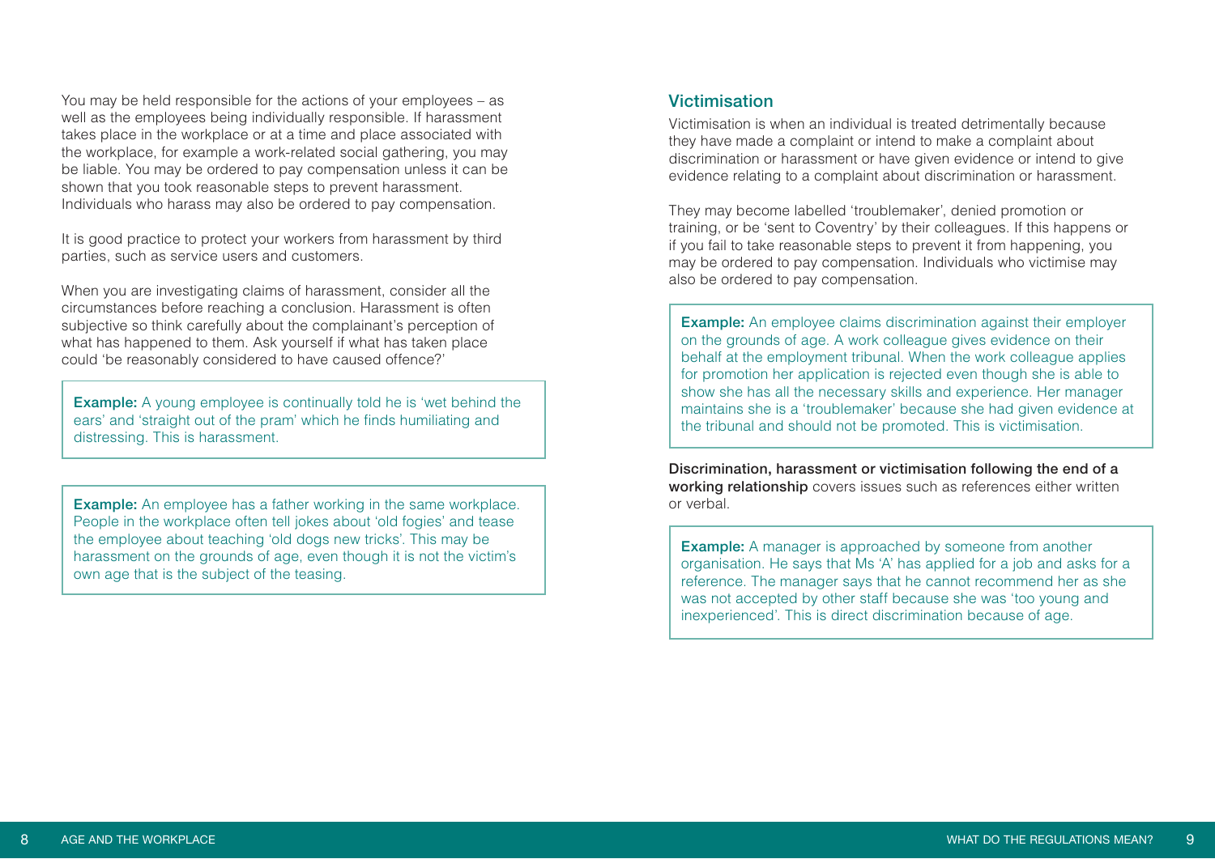You may be held responsible for the actions of your employees – as well as the employees being individually responsible. If harassment takes place in the workplace or at a time and place associated with the workplace, for example a work-related social gathering, you may be liable. You may be ordered to pay compensation unless it can be shown that you took reasonable steps to prevent harassment. Individuals who harass may also be ordered to pay compensation.

It is good practice to protect your workers from harassment by third parties, such as service users and customers.

When you are investigating claims of harassment, consider all the circumstances before reaching a conclusion. Harassment is often subjective so think carefully about the complainant's perception of what has happened to them. Ask yourself if what has taken place could 'be reasonably considered to have caused offence?'

> **Example:** A young employee is continually told he is 'wet behind the ears' and 'straight out of the pram' which he finds humiliating and distressing. This is harassment.

> **Example:** An employee has a father working in the same workplace. People in the workplace often tell jokes about 'old fogies' and tease the employee about teaching 'old dogs new tricks'. This may be harassment on the grounds of age, even though it is not the victim's own age that is the subject of the teasing.

## Victimisation

Victimisation is when an individual is treated detrimentally because they have made a complaint or intend to make a complaint about discrimination or harassment or have given evidence or intend to give evidence relating to a complaint about discrimination or harassment.

They may become labelled 'troublemaker', denied promotion or training, or be 'sent to Coventry' by their colleagues. If this happens or if you fail to take reasonable steps to prevent it from happening, you may be ordered to pay compensation. Individuals who victimise may also be ordered to pay compensation.

> **Example:** An employee claims discrimination against their employer on the grounds of age. A work colleague gives evidence on their behalf at the employment tribunal. When the work colleague applies for promotion her application is rejected even though she is able to show she has all the necessary skills and experience. Her manager maintains she is a 'troublemaker' because she had given evidence at the tribunal and should not be promoted. This is victimisation.

**Discrimination, harassment or victimisation following the end of a working relationship** covers issues such as references either written or verbal.

> **Example:** A manager is approached by someone from another organisation. He says that Ms 'A' has applied for a job and asks for a reference. The manager says that he cannot recommend her as she was not accepted by other staff because she was 'too young and inexperienced'. This is direct discrimination because of age.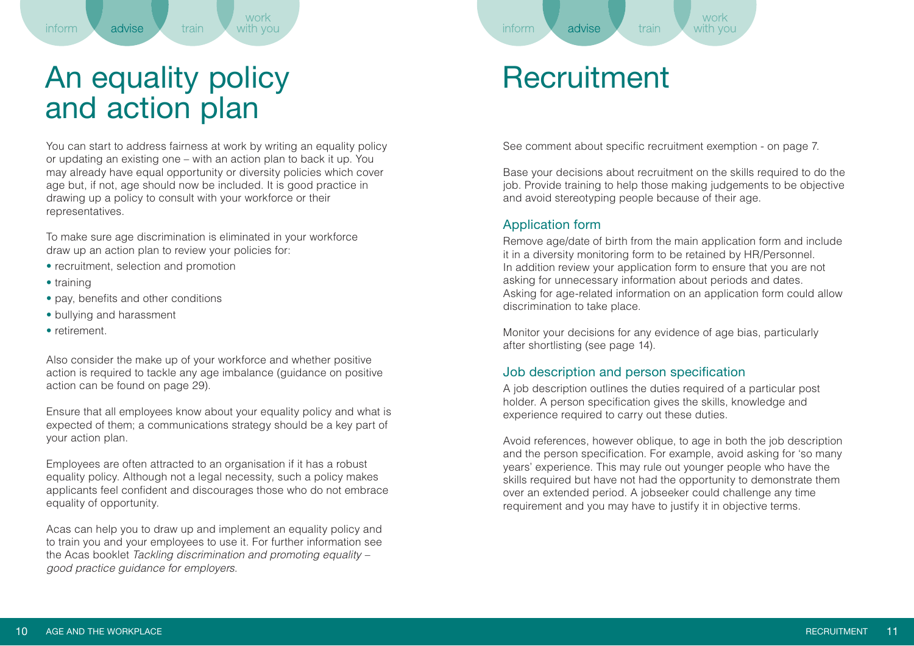# An equality policy and action plan

You can start to address fairness at work by writing an equality policy or updating an existing one – with an action plan to back it up. You may already have equal opportunity or diversity policies which cover age but, if not, age should now be included. It is good practice in drawing up a policy to consult with your workforce or their representatives.

To make sure age discrimination is eliminated in your workforce draw up an action plan to review your policies for:

- recruitment, selection and promotion
- training
- pay, benefits and other conditions
- bullying and harassment
- retirement.

Also consider the make up of your workforce and whether positive action is required to tackle any age imbalance (guidance on positive action can be found on page 29).

Ensure that all employees know about your equality policy and what is expected of them; a communications strategy should be a key part of your action plan.

Employees are often attracted to an organisation if it has a robust equality policy. Although not a legal necessity, such a policy makes applicants feel confident and discourages those who do not embrace equality of opportunity.

Acas can help you to draw up and implement an equality policy and to train you and your employees to use it. For further information see the Acas booklet *Tackling discrimination and promoting equality – good practice guidance for employers*.

# Recruitment

See comment about specific recruitment exemption - on page 7.

Base your decisions about recruitment on the skills required to do the job. Provide training to help those making judgements to be objective and avoid stereotyping people because of their age.

## Application form

Remove age/date of birth from the main application form and include it in a diversity monitoring form to be retained by HR/Personnel. In addition review your application form to ensure that you are not asking for unnecessary information about periods and dates. Asking for age-related information on an application form could allow discrimination to take place.

Monitor your decisions for any evidence of age bias, particularly after shortlisting (see page 14).

## Job description and person specification

A job description outlines the duties required of a particular post holder. A person specification gives the skills, knowledge and experience required to carry out these duties.

Avoid references, however oblique, to age in both the job description and the person specification. For example, avoid asking for 'so many years' experience. This may rule out younger people who have the skills required but have not had the opportunity to demonstrate them over an extended period. A jobseeker could challenge any time requirement and you may have to justify it in objective terms.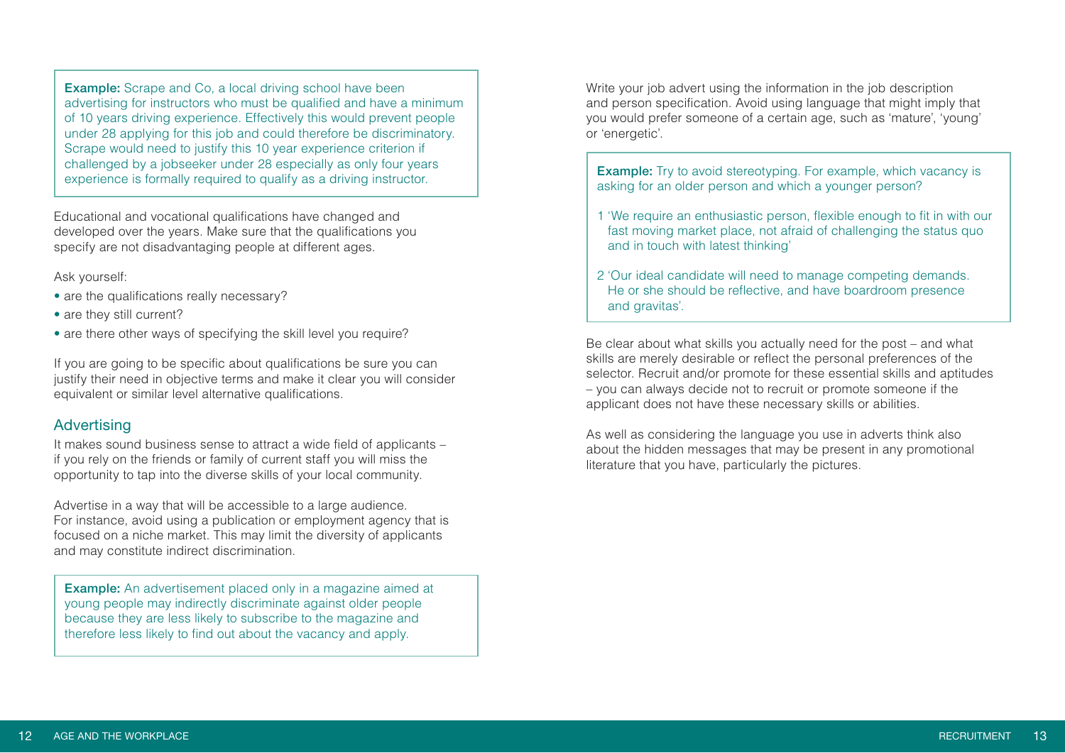**Example:** Scrape and Co, a local driving school have been advertising for instructors who must be qualified and have a minimum of 10 years driving experience. Effectively this would prevent people under 28 applying for this job and could therefore be discriminatory. Scrape would need to justify this 10 year experience criterion if challenged by a jobseeker under 28 especially as only four years experience is formally required to qualify as a driving instructor.

Educational and vocational qualifications have changed and developed over the years. Make sure that the qualifications you specify are not disadvantaging people at different ages.

Ask yourself:

- are the qualifications really necessary?
- are they still current?
- are there other ways of specifying the skill level you require?

If you are going to be specific about qualifications be sure you can justify their need in objective terms and make it clear you will consider equivalent or similar level alternative qualifications.

## Advertising

It makes sound business sense to attract a wide field of applicants – if you rely on the friends or family of current staff you will miss the opportunity to tap into the diverse skills of your local community.

Advertise in a way that will be accessible to a large audience. For instance, avoid using a publication or employment agency that is focused on a niche market. This may limit the diversity of applicants and may constitute indirect discrimination.

**Example:** An advertisement placed only in a magazine aimed at young people may indirectly discriminate against older people because they are less likely to subscribe to the magazine and therefore less likely to find out about the vacancy and apply.

Write your job advert using the information in the job description and person specification. Avoid using language that might imply that you would prefer someone of a certain age, such as 'mature', 'young' or 'energetic'.

**Example:** Try to avoid stereotyping. For example, which vacancy is asking for an older person and which a younger person?

1 'We require an enthusiastic person, flexible enough to fit in with our fast moving market place, not afraid of challenging the status quo and in touch with latest thinking'

2 'Our ideal candidate will need to manage competing demands. He or she should be reflective, and have boardroom presence and gravitas'.

Be clear about what skills you actually need for the post – and what skills are merely desirable or reflect the personal preferences of the selector. Recruit and/or promote for these essential skills and aptitudes – you can always decide not to recruit or promote someone if the applicant does not have these necessary skills or abilities.

As well as considering the language you use in adverts think also about the hidden messages that may be present in any promotional literature that you have, particularly the pictures.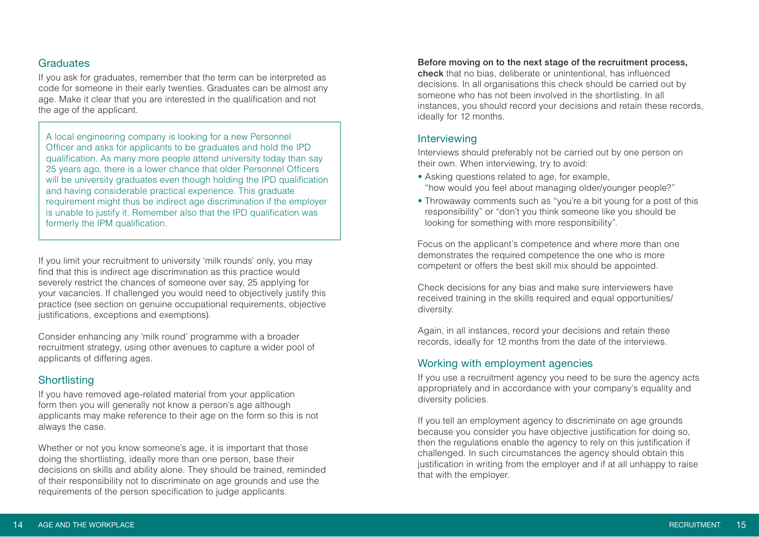## Graduates

If you ask for graduates, remember that the term can be interpreted as code for someone in their early twenties. Graduates can be almost any age. Make it clear that you are interested in the qualification and not the age of the applicant.

> A local engineering company is looking for a new Personnel Officer and asks for applicants to be graduates and hold the IPD qualification. As many more people attend university today than say 25 years ago, there is a lower chance that older Personnel Officers will be university graduates even though holding the IPD qualification and having considerable practical experience. This graduate requirement might thus be indirect age discrimination if the employer is unable to justify it. Remember also that the IPD qualification was formerly the IPM qualification.

If you limit your recruitment to university 'milk rounds' only, you may find that this is indirect age discrimination as this practice would severely restrict the chances of someone over say, 25 applying for your vacancies. If challenged you would need to objectively justify this practice (see section on genuine occupational requirements, objective justifications, exceptions and exemptions).

Consider enhancing any 'milk round' programme with a broader recruitment strategy, using other avenues to capture a wider pool of applicants of differing ages.

## Shortlisting

If you have removed age-related material from your application form then you will generally not know a person's age although applicants may make reference to their age on the form so this is not always the case.

Whether or not you know someone's age, it is important that those doing the shortlisting, ideally more than one person, base their decisions on skills and ability alone. They should be trained, reminded of their responsibility not to discriminate on age grounds and use the requirements of the person specification to judge applicants.

**Before moving on to the next stage of the recruitment process, check** that no bias, deliberate or unintentional, has influenced decisions. In all organisations this check should be carried out by someone who has not been involved in the shortlisting. In all instances, you should record your decisions and retain these records, ideally for 12 months.

## Interviewing

Interviews should preferably not be carried out by one person on their own. When interviewing, try to avoid:

- Asking questions related to age, for example, "how would you feel about managing older/younger people?"
- Throwaway comments such as "you're a bit young for a post of this responsibility" or "don't you think someone like you should be looking for something with more responsibility".

Focus on the applicant's competence and where more than one demonstrates the required competence the one who is more competent or offers the best skill mix should be appointed.

Check decisions for any bias and make sure interviewers have received training in the skills required and equal opportunities/diversity.

Again, in all instances, record your decisions and retain these records, ideally for 12 months from the date of the interviews.

## Working with employment agencies

If you use a recruitment agency you need to be sure the agency acts appropriately and in accordance with your company's equality and diversity policies.

If you tell an employment agency to discriminate on age grounds because you consider you have objective justification for doing so, then the regulations enable the agency to rely on this justification if challenged. In such circumstances the agency should obtain this justification in writing from the employer and if at all unhappy to raise that with the employer.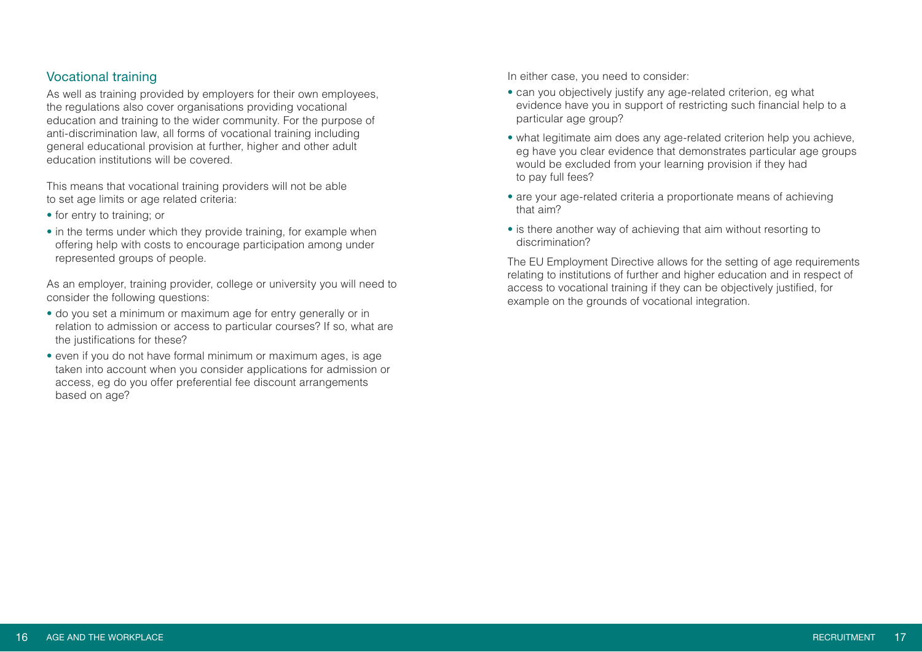## Vocational training

As well as training provided by employers for their own employees, the regulations also cover organisations providing vocational education and training to the wider community. For the purpose of anti-discrimination law, all forms of vocational training including general educational provision at further, higher and other adult education institutions will be covered.

This means that vocational training providers will not be able to set age limits or age related criteria:

- for entry to training; or
- in the terms under which they provide training, for example when offering help with costs to encourage participation among under represented groups of people.

As an employer, training provider, college or university you will need to consider the following questions:

- do you set a minimum or maximum age for entry generally or in relation to admission or access to particular courses? If so, what are the justifications for these?
- even if you do not have formal minimum or maximum ages, is age taken into account when you consider applications for admission or access, eg do you offer preferential fee discount arrangements based on age?

In either case, you need to consider:

- can you objectively justify any age-related criterion, eg what evidence have you in support of restricting such financial help to a particular age group?
- what legitimate aim does any age-related criterion help you achieve, eg have you clear evidence that demonstrates particular age groups would be excluded from your learning provision if they had to pay full fees?
- are your age-related criteria a proportionate means of achieving that aim?
- is there another way of achieving that aim without resorting to discrimination?

The EU Employment Directive allows for the setting of age requirements relating to institutions of further and higher education and in respect of access to vocational training if they can be objectively justified, for example on the grounds of vocational integration.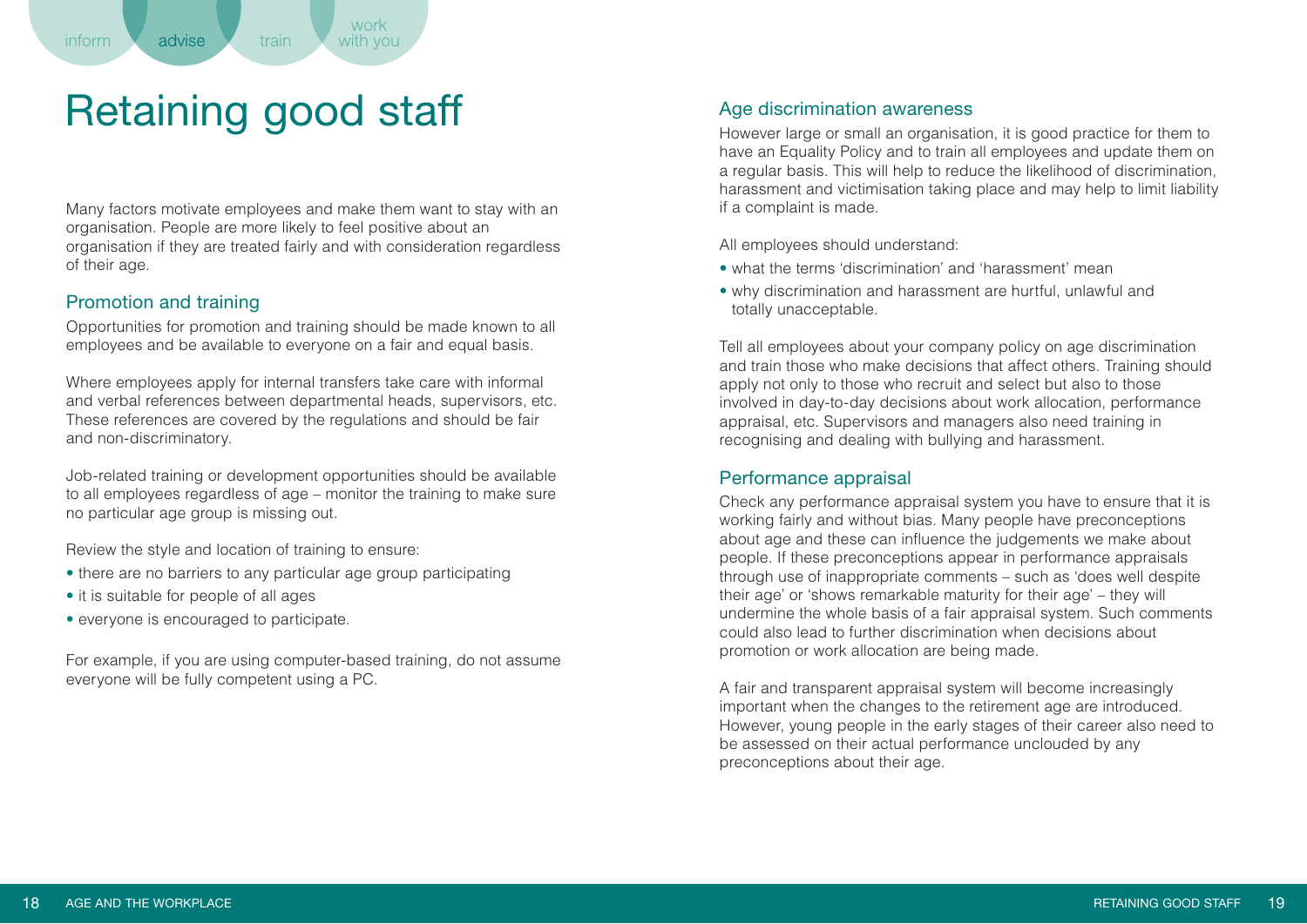# Retaining good staff

Many factors motivate employees and make them want to stay with an organisation. People are more likely to feel positive about an organisation if they are treated fairly and with consideration regardless of their age.

## Promotion and training

Opportunities for promotion and training should be made known to all employees and be available to everyone on a fair and equal basis.

Where employees apply for internal transfers take care with informal and verbal references between departmental heads, supervisors, etc. These references are covered by the regulations and should be fair and non-discriminatory.

Job-related training or development opportunities should be available to all employees regardless of age – monitor the training to make sure no particular age group is missing out.

Review the style and location of training to ensure:

- there are no barriers to any particular age group participating
- it is suitable for people of all ages
- everyone is encouraged to participate.

For example, if you are using computer-based training, do not assume everyone will be fully competent using a PC.

## Age discrimination awareness

However large or small an organisation, it is good practice for them to have an Equality Policy and to train all employees and update them on a regular basis. This will help to reduce the likelihood of discrimination, harassment and victimisation taking place and may help to limit liability if a complaint is made.

All employees should understand:

- what the terms 'discrimination' and 'harassment' mean
- why discrimination and harassment are hurtful, unlawful and totally unacceptable.

Tell all employees about your company policy on age discrimination and train those who make decisions that affect others. Training should apply not only to those who recruit and select but also to those involved in day-to-day decisions about work allocation, performance appraisal, etc. Supervisors and managers also need training in recognising and dealing with bullying and harassment.

## Performance appraisal

Check any performance appraisal system you have to ensure that it is working fairly and without bias. Many people have preconceptions about age and these can influence the judgements we make about people. If these preconceptions appear in performance appraisals through use of inappropriate comments – such as 'does well despite their age' or 'shows remarkable maturity for their age' – they will undermine the whole basis of a fair appraisal system. Such comments could also lead to further discrimination when decisions about promotion or work allocation are being made.

A fair and transparent appraisal system will become increasingly important when the changes to the retirement age are introduced. However, young people in the early stages of their career also need to be assessed on their actual performance unclouded by any preconceptions about their age.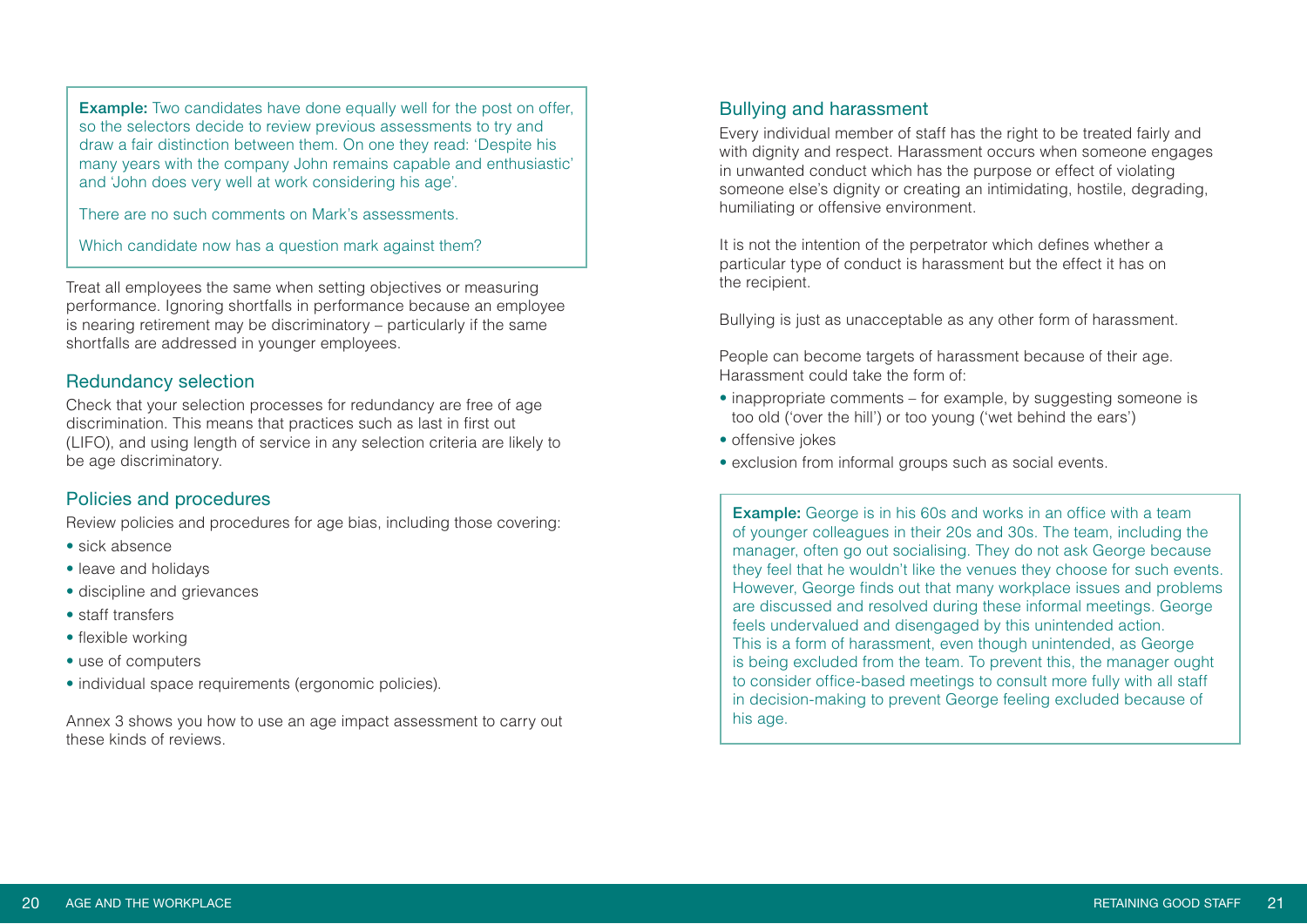**Example:** Two candidates have done equally well for the post on offer, so the selectors decide to review previous assessments to try and draw a fair distinction between them. On one they read: 'Despite his many years with the company John remains capable and enthusiastic' and 'John does very well at work considering his age'.

There are no such comments on Mark's assessments.

Which candidate now has a question mark against them?

Treat all employees the same when setting objectives or measuring performance. Ignoring shortfalls in performance because an employee is nearing retirement may be discriminatory – particularly if the same shortfalls are addressed in younger employees.

### Redundancy selection

Check that your selection processes for redundancy are free of age discrimination. This means that practices such as last in first out (LIFO), and using length of service in any selection criteria are likely to be age discriminatory.

### Policies and procedures

Review policies and procedures for age bias, including those covering:

- sick absence
- leave and holidays
- discipline and grievances
- staff transfers
- flexible working
- use of computers
- individual space requirements (ergonomic policies).

Annex 3 shows you how to use an age impact assessment to carry out these kinds of reviews.

### Bullying and harassment

Every individual member of staff has the right to be treated fairly and with dignity and respect. Harassment occurs when someone engages in unwanted conduct which has the purpose or effect of violating someone else's dignity or creating an intimidating, hostile, degrading, humiliating or offensive environment.

It is not the intention of the perpetrator which defines whether a particular type of conduct is harassment but the effect it has on the recipient.

Bullying is just as unacceptable as any other form of harassment.

People can become targets of harassment because of their age. Harassment could take the form of:

- inappropriate comments – for example, by suggesting someone is too old ('over the hill') or too young ('wet behind the ears')
- offensive jokes
- exclusion from informal groups such as social events.

**Example:** George is in his 60s and works in an office with a team of younger colleagues in their 20s and 30s. The team, including the manager, often go out socialising. They do not ask George because they feel that he wouldn't like the venues they choose for such events. However, George finds out that many workplace issues and problems are discussed and resolved during these informal meetings. George feels undervalued and disengaged by this unintended action. This is a form of harassment, even though unintended, as George is being excluded from the team. To prevent this, the manager ought to consider office-based meetings to consult more fully with all staff in decision-making to prevent George feeling excluded because of his age.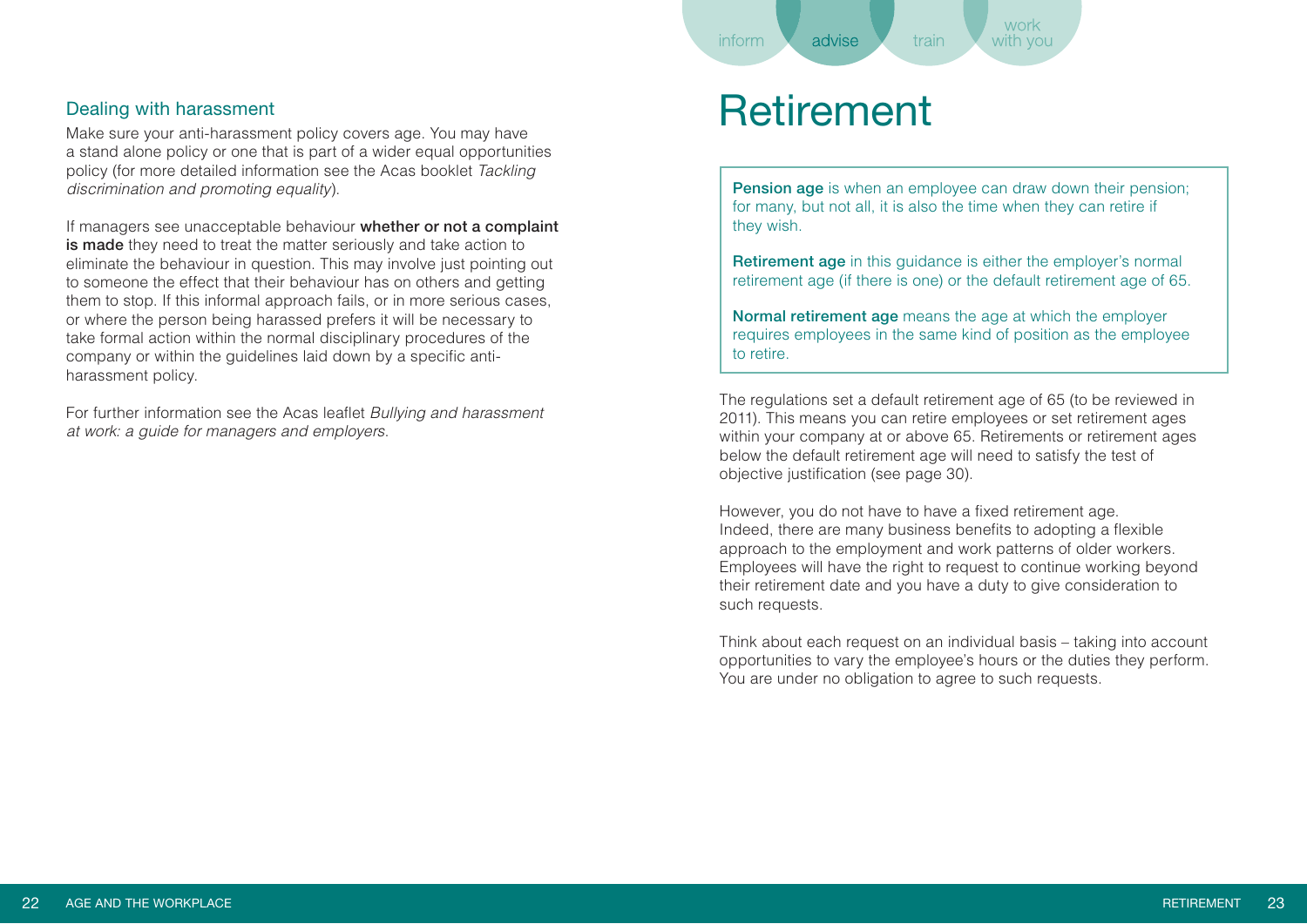### Dealing with harassment

Make sure your anti-harassment policy covers age. You may have a stand alone policy or one that is part of a wider equal opportunities policy (for more detailed information see the Acas booklet *Tackling discrimination and promoting equality*).

If managers see unacceptable behaviour **whether or not a complaint is made** they need to treat the matter seriously and take action to eliminate the behaviour in question. This may involve just pointing out to someone the effect that their behaviour has on others and getting them to stop. If this informal approach fails, or in more serious cases, or where the person being harassed prefers it will be necessary to take formal action within the normal disciplinary procedures of the company or within the guidelines laid down by a specific anti-harassment policy.

For further information see the Acas leaflet *Bullying and harassment at work: a guide for managers and employers.*

inform advise train work with you

# Retirement

**Pension age** is when an employee can draw down their pension; for many, but not all, it is also the time when they can retire if they wish.

**Retirement age** in this guidance is either the employer's normal retirement age (if there is one) or the default retirement age of 65.

**Normal retirement age** means the age at which the employer requires employees in the same kind of position as the employee to retire.

The regulations set a default retirement age of 65 (to be reviewed in 2011). This means you can retire employees or set retirement ages within your company at or above 65. Retirements or retirement ages below the default retirement age will need to satisfy the test of objective justification (see page 30).

However, you do not have to have a fixed retirement age. Indeed, there are many business benefits to adopting a flexible approach to the employment and work patterns of older workers. Employees will have the right to request to continue working beyond their retirement date and you have a duty to give consideration to such requests.

Think about each request on an individual basis – taking into account opportunities to vary the employee's hours or the duties they perform. You are under no obligation to agree to such requests.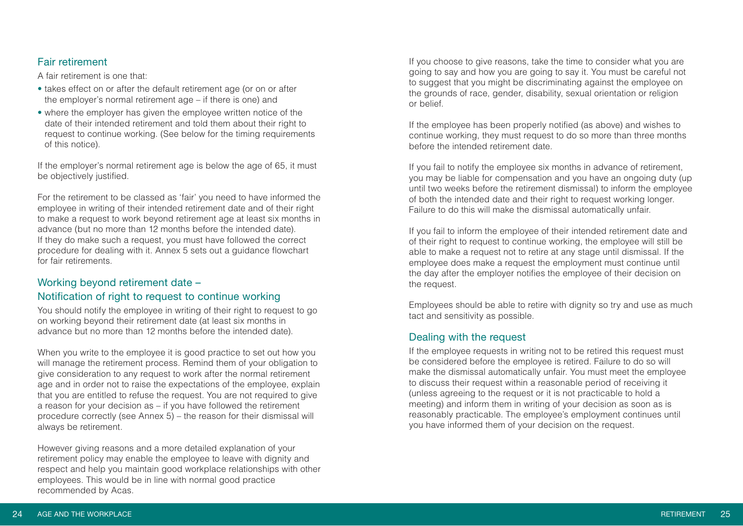## Fair retirement

A fair retirement is one that:

- takes effect on or after the default retirement age (or on or after the employer's normal retirement age – if there is one) and
- where the employer has given the employee written notice of the date of their intended retirement and told them about their right to request to continue working. (See below for the timing requirements of this notice).

If the employer's normal retirement age is below the age of 65, it must be objectively justified.

For the retirement to be classed as 'fair' you need to have informed the employee in writing of their intended retirement date and of their right to make a request to work beyond retirement age at least six months in advance (but no more than 12 months before the intended date). If they do make such a request, you must have followed the correct procedure for dealing with it. Annex 5 sets out a guidance flowchart for fair retirements.

## Working beyond retirement date – Notification of right to request to continue working

You should notify the employee in writing of their right to request to go on working beyond their retirement date (at least six months in advance but no more than 12 months before the intended date).

When you write to the employee it is good practice to set out how you will manage the retirement process. Remind them of your obligation to give consideration to any request to work after the normal retirement age and in order not to raise the expectations of the employee, explain that you are entitled to refuse the request. You are not required to give a reason for your decision as – if you have followed the retirement procedure correctly (see Annex 5) – the reason for their dismissal will always be retirement.

However giving reasons and a more detailed explanation of your retirement policy may enable the employee to leave with dignity and respect and help you maintain good workplace relationships with other employees. This would be in line with normal good practice recommended by Acas.

If you choose to give reasons, take the time to consider what you are going to say and how you are going to say it. You must be careful not to suggest that you might be discriminating against the employee on the grounds of race, gender, disability, sexual orientation or religion or belief.

If the employee has been properly notified (as above) and wishes to continue working, they must request to do so more than three months before the intended retirement date.

If you fail to notify the employee six months in advance of retirement, you may be liable for compensation and you have an ongoing duty (up until two weeks before the retirement dismissal) to inform the employee of both the intended date and their right to request working longer. Failure to do this will make the dismissal automatically unfair.

If you fail to inform the employee of their intended retirement date and of their right to request to continue working, the employee will still be able to make a request not to retire at any stage until dismissal. If the employee does make a request the employment must continue until the day after the employer notifies the employee of their decision on the request.

Employees should be able to retire with dignity so try and use as much tact and sensitivity as possible.

## Dealing with the request

If the employee requests in writing not to be retired this request must be considered before the employee is retired. Failure to do so will make the dismissal automatically unfair. You must meet the employee to discuss their request within a reasonable period of receiving it (unless agreeing to the request or it is not practicable to hold a meeting) and inform them in writing of your decision as soon as is reasonably practicable. The employee's employment continues until you have informed them of your decision on the request.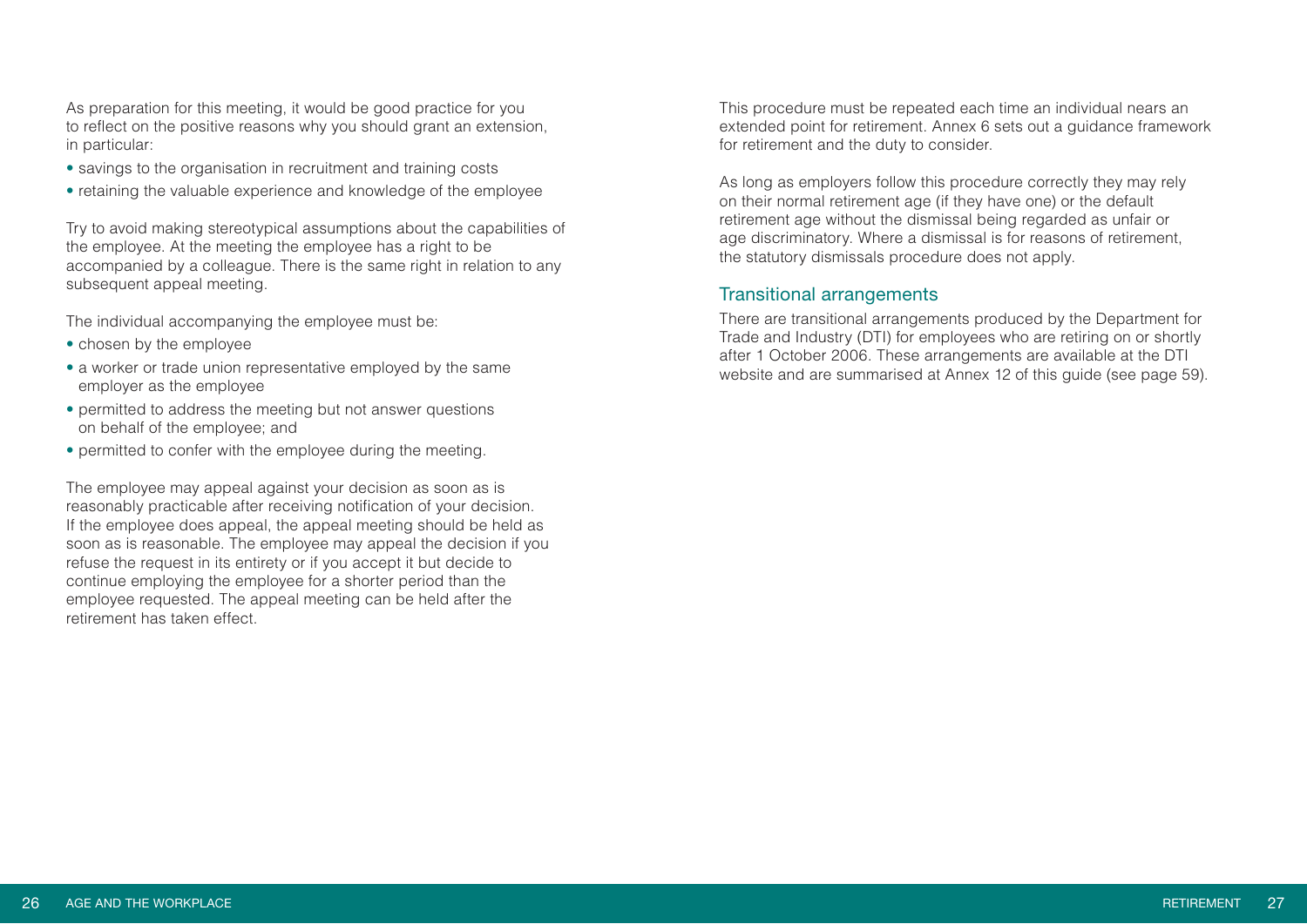As preparation for this meeting, it would be good practice for you to reflect on the positive reasons why you should grant an extension, in particular:

- savings to the organisation in recruitment and training costs
- retaining the valuable experience and knowledge of the employee

Try to avoid making stereotypical assumptions about the capabilities of the employee. At the meeting the employee has a right to be accompanied by a colleague. There is the same right in relation to any subsequent appeal meeting.

The individual accompanying the employee must be:

- chosen by the employee
- a worker or trade union representative employed by the same employer as the employee
- permitted to address the meeting but not answer questions on behalf of the employee; and
- permitted to confer with the employee during the meeting.

The employee may appeal against your decision as soon as is reasonably practicable after receiving notification of your decision. If the employee does appeal, the appeal meeting should be held as soon as is reasonable. The employee may appeal the decision if you refuse the request in its entirety or if you accept it but decide to continue employing the employee for a shorter period than the employee requested. The appeal meeting can be held after the retirement has taken effect.

This procedure must be repeated each time an individual nears an extended point for retirement. Annex 6 sets out a guidance framework for retirement and the duty to consider.

As long as employers follow this procedure correctly they may rely on their normal retirement age (if they have one) or the default retirement age without the dismissal being regarded as unfair or age discriminatory. Where a dismissal is for reasons of retirement, the statutory dismissals procedure does not apply.

## Transitional arrangements

There are transitional arrangements produced by the Department for Trade and Industry (DTI) for employees who are retiring on or shortly after 1 October 2006. These arrangements are available at the DTI website and are summarised at Annex 12 of this guide (see page 59).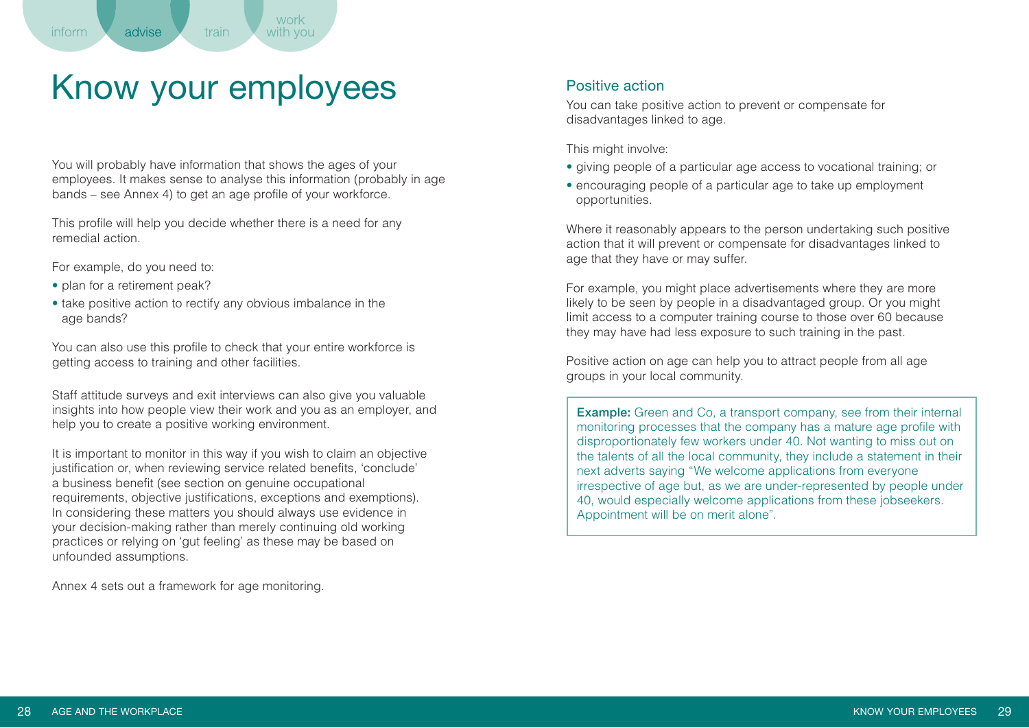# Know your employees

You will probably have information that shows the ages of your employees. It makes sense to analyse this information (probably in age bands – see Annex 4) to get an age profile of your workforce.

This profile will help you decide whether there is a need for any remedial action.

For example, do you need to:

- plan for a retirement peak?
- take positive action to rectify any obvious imbalance in the age bands?

You can also use this profile to check that your entire workforce is getting access to training and other facilities.

Staff attitude surveys and exit interviews can also give you valuable insights into how people view their work and you as an employer, and help you to create a positive working environment.

It is important to monitor in this way if you wish to claim an objective justification or, when reviewing service related benefits, 'conclude' a business benefit (see section on genuine occupational requirements, objective justifications, exceptions and exemptions). In considering these matters you should always use evidence in your decision-making rather than merely continuing old working practices or relying on 'gut feeling' as these may be based on unfounded assumptions.

Annex 4 sets out a framework for age monitoring.

## Positive action

You can take positive action to prevent or compensate for disadvantages linked to age.

This might involve:

- giving people of a particular age access to vocational training; or
- encouraging people of a particular age to take up employment opportunities.

Where it reasonably appears to the person undertaking such positive action that it will prevent or compensate for disadvantages linked to age that they have or may suffer.

For example, you might place advertisements where they are more likely to be seen by people in a disadvantaged group. Or you might limit access to a computer training course to those over 60 because they may have had less exposure to such training in the past.

Positive action on age can help you to attract people from all age groups in your local community.

**Example:** Green and Co, a transport company, see from their internal monitoring processes that the company has a mature age profile with disproportionately few workers under 40. Not wanting to miss out on the talents of all the local community, they include a statement in their next adverts saying "We welcome applications from everyone irrespective of age but, as we are under-represented by people under 40, would especially welcome applications from these jobseekers. Appointment will be on merit alone".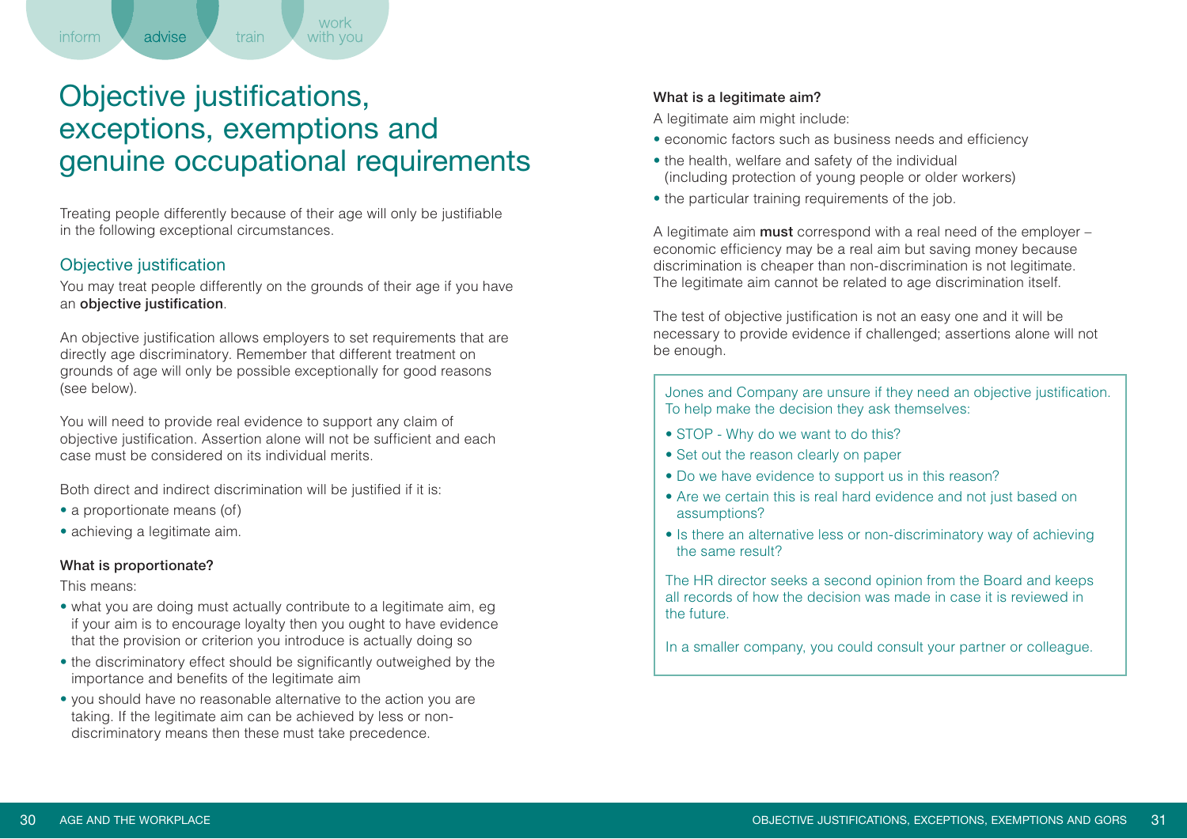# Objective justifications, exceptions, exemptions and genuine occupational requirements

Treating people differently because of their age will only be justifiable in the following exceptional circumstances.

## Objective justification

You may treat people differently on the grounds of their age if you have an **objective justification**.

An objective justification allows employers to set requirements that are directly age discriminatory. Remember that different treatment on grounds of age will only be possible exceptionally for good reasons (see below).

You will need to provide real evidence to support any claim of objective justification. Assertion alone will not be sufficient and each case must be considered on its individual merits.

Both direct and indirect discrimination will be justified if it is:

- a proportionate means (of)
- achieving a legitimate aim.

### What is proportionate?

This means:

- what you are doing must actually contribute to a legitimate aim, eg if your aim is to encourage loyalty then you ought to have evidence that the provision or criterion you introduce is actually doing so
- the discriminatory effect should be significantly outweighed by the importance and benefits of the legitimate aim
- you should have no reasonable alternative to the action you are taking. If the legitimate aim can be achieved by less or non-discriminatory means then these must take precedence.

### What is a legitimate aim?

A legitimate aim might include:

- economic factors such as business needs and efficiency
- the health, welfare and safety of the individual (including protection of young people or older workers)
- the particular training requirements of the job.

A legitimate aim **must** correspond with a real need of the employer – economic efficiency may be a real aim but saving money because discrimination is cheaper than non-discrimination is not legitimate. The legitimate aim cannot be related to age discrimination itself.

The test of objective justification is not an easy one and it will be necessary to provide evidence if challenged; assertions alone will not be enough.

> Jones and Company are unsure if they need an objective justification. To help make the decision they ask themselves:
>
> - STOP - Why do we want to do this?
> - Set out the reason clearly on paper
> - Do we have evidence to support us in this reason?
> - Are we certain this is real hard evidence and not just based on assumptions?
> - Is there an alternative less or non-discriminatory way of achieving the same result?
>
> The HR director seeks a second opinion from the Board and keeps all records of how the decision was made in case it is reviewed in the future.
>
> In a smaller company, you could consult your partner or colleague.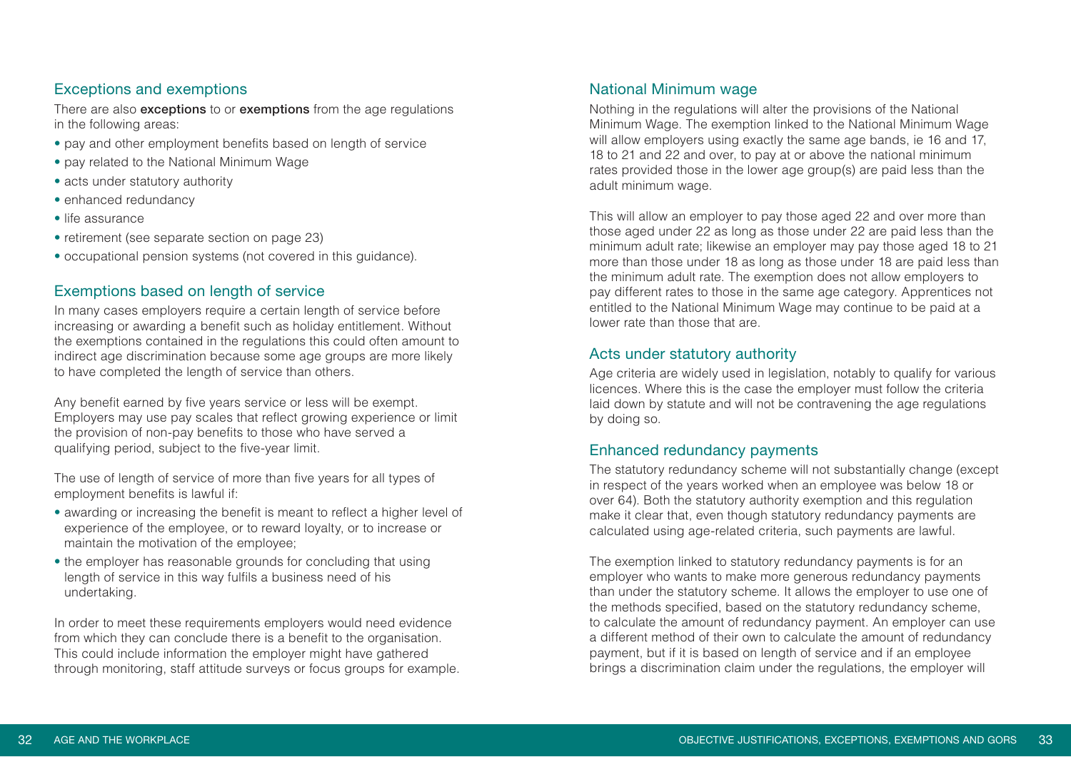## Exceptions and exemptions

There are also **exceptions** to or **exemptions** from the age regulations in the following areas:

- pay and other employment benefits based on length of service
- pay related to the National Minimum Wage
- acts under statutory authority
- enhanced redundancy
- life assurance
- retirement (see separate section on page 23)
- occupational pension systems (not covered in this guidance).

## Exemptions based on length of service

In many cases employers require a certain length of service before increasing or awarding a benefit such as holiday entitlement. Without the exemptions contained in the regulations this could often amount to indirect age discrimination because some age groups are more likely to have completed the length of service than others.

Any benefit earned by five years service or less will be exempt. Employers may use pay scales that reflect growing experience or limit the provision of non-pay benefits to those who have served a qualifying period, subject to the five-year limit.

The use of length of service of more than five years for all types of employment benefits is lawful if:

- awarding or increasing the benefit is meant to reflect a higher level of experience of the employee, or to reward loyalty, or to increase or maintain the motivation of the employee;
- the employer has reasonable grounds for concluding that using length of service in this way fulfils a business need of his undertaking.

In order to meet these requirements employers would need evidence from which they can conclude there is a benefit to the organisation. This could include information the employer might have gathered through monitoring, staff attitude surveys or focus groups for example.

## National Minimum wage

Nothing in the regulations will alter the provisions of the National Minimum Wage. The exemption linked to the National Minimum Wage will allow employers using exactly the same age bands, ie 16 and 17, 18 to 21 and 22 and over, to pay at or above the national minimum rates provided those in the lower age group(s) are paid less than the adult minimum wage.

This will allow an employer to pay those aged 22 and over more than those aged under 22 as long as those under 22 are paid less than the minimum adult rate; likewise an employer may pay those aged 18 to 21 more than those under 18 as long as those under 18 are paid less than the minimum adult rate. The exemption does not allow employers to pay different rates to those in the same age category. Apprentices not entitled to the National Minimum Wage may continue to be paid at a lower rate than those that are.

## Acts under statutory authority

Age criteria are widely used in legislation, notably to qualify for various licences. Where this is the case the employer must follow the criteria laid down by statute and will not be contravening the age regulations by doing so.

## Enhanced redundancy payments

The statutory redundancy scheme will not substantially change (except in respect of the years worked when an employee was below 18 or over 64). Both the statutory authority exemption and this regulation make it clear that, even though statutory redundancy payments are calculated using age-related criteria, such payments are lawful.

The exemption linked to statutory redundancy payments is for an employer who wants to make more generous redundancy payments than under the statutory scheme. It allows the employer to use one of the methods specified, based on the statutory redundancy scheme, to calculate the amount of redundancy payment. An employer can use a different method of their own to calculate the amount of redundancy payment, but if it is based on length of service and if an employee brings a discrimination claim under the regulations, the employer will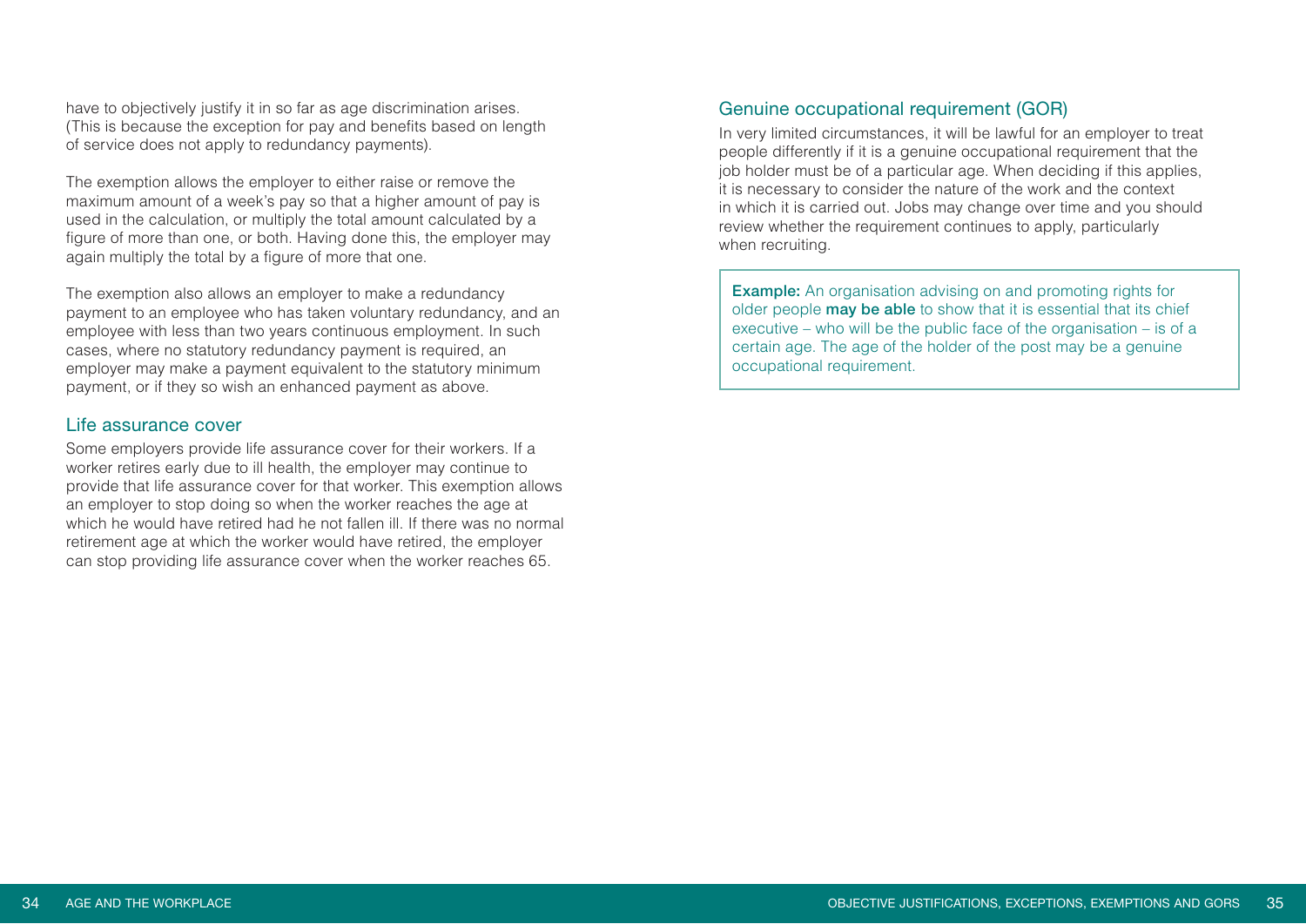have to objectively justify it in so far as age discrimination arises. (This is because the exception for pay and benefits based on length of service does not apply to redundancy payments).

The exemption allows the employer to either raise or remove the maximum amount of a week's pay so that a higher amount of pay is used in the calculation, or multiply the total amount calculated by a figure of more than one, or both. Having done this, the employer may again multiply the total by a figure of more that one.

The exemption also allows an employer to make a redundancy payment to an employee who has taken voluntary redundancy, and an employee with less than two years continuous employment. In such cases, where no statutory redundancy payment is required, an employer may make a payment equivalent to the statutory minimum payment, or if they so wish an enhanced payment as above.

## Life assurance cover

Some employers provide life assurance cover for their workers. If a worker retires early due to ill health, the employer may continue to provide that life assurance cover for that worker. This exemption allows an employer to stop doing so when the worker reaches the age at which he would have retired had he not fallen ill. If there was no normal retirement age at which the worker would have retired, the employer can stop providing life assurance cover when the worker reaches 65.

## Genuine occupational requirement (GOR)

In very limited circumstances, it will be lawful for an employer to treat people differently if it is a genuine occupational requirement that the job holder must be of a particular age. When deciding if this applies, it is necessary to consider the nature of the work and the context in which it is carried out. Jobs may change over time and you should review whether the requirement continues to apply, particularly when recruiting.

> **Example:** An organisation advising on and promoting rights for older people **may be able** to show that it is essential that its chief executive – who will be the public face of the organisation – is of a certain age. The age of the holder of the post may be a genuine occupational requirement.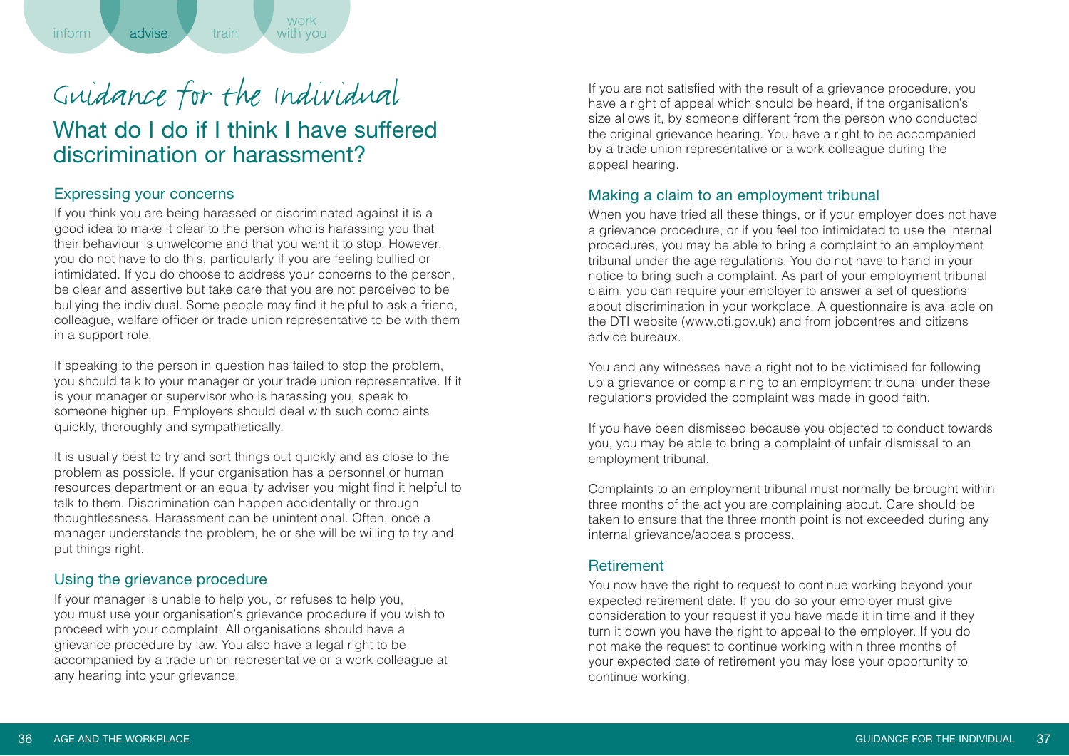# Guidance for the Individual

## What do I do if I think I have suffered discrimination or harassment?

### Expressing your concerns

If you think you are being harassed or discriminated against it is a good idea to make it clear to the person who is harassing you that their behaviour is unwelcome and that you want it to stop. However, you do not have to do this, particularly if you are feeling bullied or intimidated. If you do choose to address your concerns to the person, be clear and assertive but take care that you are not perceived to be bullying the individual. Some people may find it helpful to ask a friend, colleague, welfare officer or trade union representative to be with them in a support role.

If speaking to the person in question has failed to stop the problem, you should talk to your manager or your trade union representative. If it is your manager or supervisor who is harassing you, speak to someone higher up. Employers should deal with such complaints quickly, thoroughly and sympathetically.

It is usually best to try and sort things out quickly and as close to the problem as possible. If your organisation has a personnel or human resources department or an equality adviser you might find it helpful to talk to them. Discrimination can happen accidentally or through thoughtlessness. Harassment can be unintentional. Often, once a manager understands the problem, he or she will be willing to try and put things right.

### Using the grievance procedure

If your manager is unable to help you, or refuses to help you, you must use your organisation's grievance procedure if you wish to proceed with your complaint. All organisations should have a grievance procedure by law. You also have a legal right to be accompanied by a trade union representative or a work colleague at any hearing into your grievance.

If you are not satisfied with the result of a grievance procedure, you have a right of appeal which should be heard, if the organisation's size allows it, by someone different from the person who conducted the original grievance hearing. You have a right to be accompanied by a trade union representative or a work colleague during the appeal hearing.

### Making a claim to an employment tribunal

When you have tried all these things, or if your employer does not have a grievance procedure, or if you feel too intimidated to use the internal procedures, you may be able to bring a complaint to an employment tribunal under the age regulations. You do not have to hand in your notice to bring such a complaint. As part of your employment tribunal claim, you can require your employer to answer a set of questions about discrimination in your workplace. A questionnaire is available on the DTI website (www.dti.gov.uk) and from jobcentres and citizens advice bureaux.

You and any witnesses have a right not to be victimised for following up a grievance or complaining to an employment tribunal under these regulations provided the complaint was made in good faith.

If you have been dismissed because you objected to conduct towards you, you may be able to bring a complaint of unfair dismissal to an employment tribunal.

Complaints to an employment tribunal must normally be brought within three months of the act you are complaining about. Care should be taken to ensure that the three month point is not exceeded during any internal grievance/appeals process.

### Retirement

You now have the right to request to continue working beyond your expected retirement date. If you do so your employer must give consideration to your request if you have made it in time and if they turn it down you have the right to appeal to the employer. If you do not make the request to continue working within three months of your expected date of retirement you may lose your opportunity to continue working.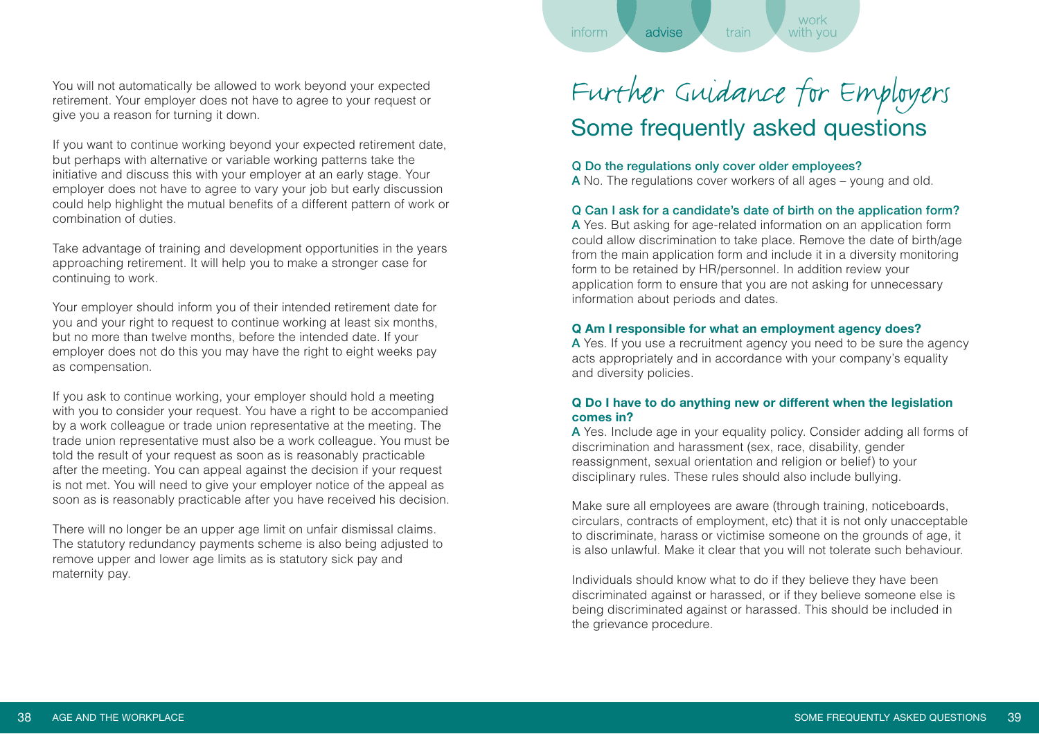You will not automatically be allowed to work beyond your expected retirement. Your employer does not have to agree to your request or give you a reason for turning it down.

If you want to continue working beyond your expected retirement date, but perhaps with alternative or variable working patterns take the initiative and discuss this with your employer at an early stage. Your employer does not have to agree to vary your job but early discussion could help highlight the mutual benefits of a different pattern of work or combination of duties.

Take advantage of training and development opportunities in the years approaching retirement. It will help you to make a stronger case for continuing to work.

Your employer should inform you of their intended retirement date for you and your right to request to continue working at least six months, but no more than twelve months, before the intended date. If your employer does not do this you may have the right to eight weeks pay as compensation.

If you ask to continue working, your employer should hold a meeting with you to consider your request. You have a right to be accompanied by a work colleague or trade union representative at the meeting. The trade union representative must also be a work colleague. You must be told the result of your request as soon as is reasonably practicable after the meeting. You can appeal against the decision if your request is not met. You will need to give your employer notice of the appeal as soon as is reasonably practicable after you have received his decision.

There will no longer be an upper age limit on unfair dismissal claims. The statutory redundancy payments scheme is also being adjusted to remove upper and lower age limits as is statutory sick pay and maternity pay.

# Further Guidance for Employers

## Some frequently asked questions

**Q Do the regulations only cover older employees?**
A No. The regulations cover workers of all ages – young and old.

**Q Can I ask for a candidate's date of birth on the application form?**
A Yes. But asking for age-related information on an application form could allow discrimination to take place. Remove the date of birth/age from the main application form and include it in a diversity monitoring form to be retained by HR/personnel. In addition review your application form to ensure that you are not asking for unnecessary information about periods and dates.

**Q Am I responsible for what an employment agency does?**
A Yes. If you use a recruitment agency you need to be sure the agency acts appropriately and in accordance with your company's equality and diversity policies.

**Q Do I have to do anything new or different when the legislation comes in?**
A Yes. Include age in your equality policy. Consider adding all forms of discrimination and harassment (sex, race, disability, gender reassignment, sexual orientation and religion or belief) to your disciplinary rules. These rules should also include bullying.

Make sure all employees are aware (through training, noticeboards, circulars, contracts of employment, etc) that it is not only unacceptable to discriminate, harass or victimise someone on the grounds of age, it is also unlawful. Make it clear that you will not tolerate such behaviour.

Individuals should know what to do if they believe they have been discriminated against or harassed, or if they believe someone else is being discriminated against or harassed. This should be included in the grievance procedure.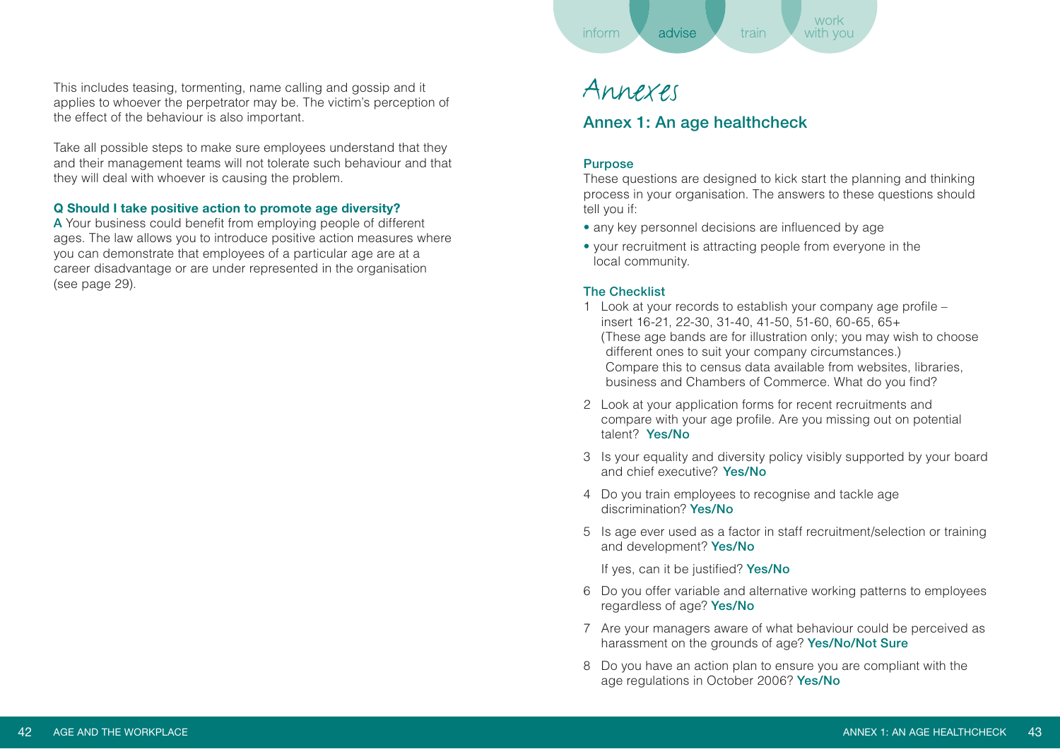This includes teasing, tormenting, name calling and gossip and it applies to whoever the perpetrator may be. The victim's perception of the effect of the behaviour is also important.

Take all possible steps to make sure employees understand that they and their management teams will not tolerate such behaviour and that they will deal with whoever is causing the problem.

**Q Should I take positive action to promote age diversity?**

A Your business could benefit from employing people of different ages. The law allows you to introduce positive action measures where you can demonstrate that employees of a particular age are at a career disadvantage or are under represented in the organisation (see page 29).

# Annexes

## Annex 1: An age healthcheck

### Purpose

These questions are designed to kick start the planning and thinking process in your organisation. The answers to these questions should tell you if:

- any key personnel decisions are influenced by age
- your recruitment is attracting people from everyone in the local community.

### The Checklist

1. Look at your records to establish your company age profile – insert 16-21, 22-30, 31-40, 41-50, 51-60, 60-65, 65+
   (These age bands are for illustration only; you may wish to choose different ones to suit your company circumstances.)
   Compare this to census data available from websites, libraries, business and Chambers of Commerce. What do you find?
2. Look at your application forms for recent recruitments and compare with your age profile. Are you missing out on potential talent? **Yes/No**
3. Is your equality and diversity policy visibly supported by your board and chief executive? **Yes/No**
4. Do you train employees to recognise and tackle age discrimination? **Yes/No**
5. Is age ever used as a factor in staff recruitment/selection or training and development? **Yes/No**

   If yes, can it be justified? **Yes/No**
6. Do you offer variable and alternative working patterns to employees regardless of age? **Yes/No**
7. Are your managers aware of what behaviour could be perceived as harassment on the grounds of age? **Yes/No/Not Sure**
8. Do you have an action plan to ensure you are compliant with the age regulations in October 2006? **Yes/No**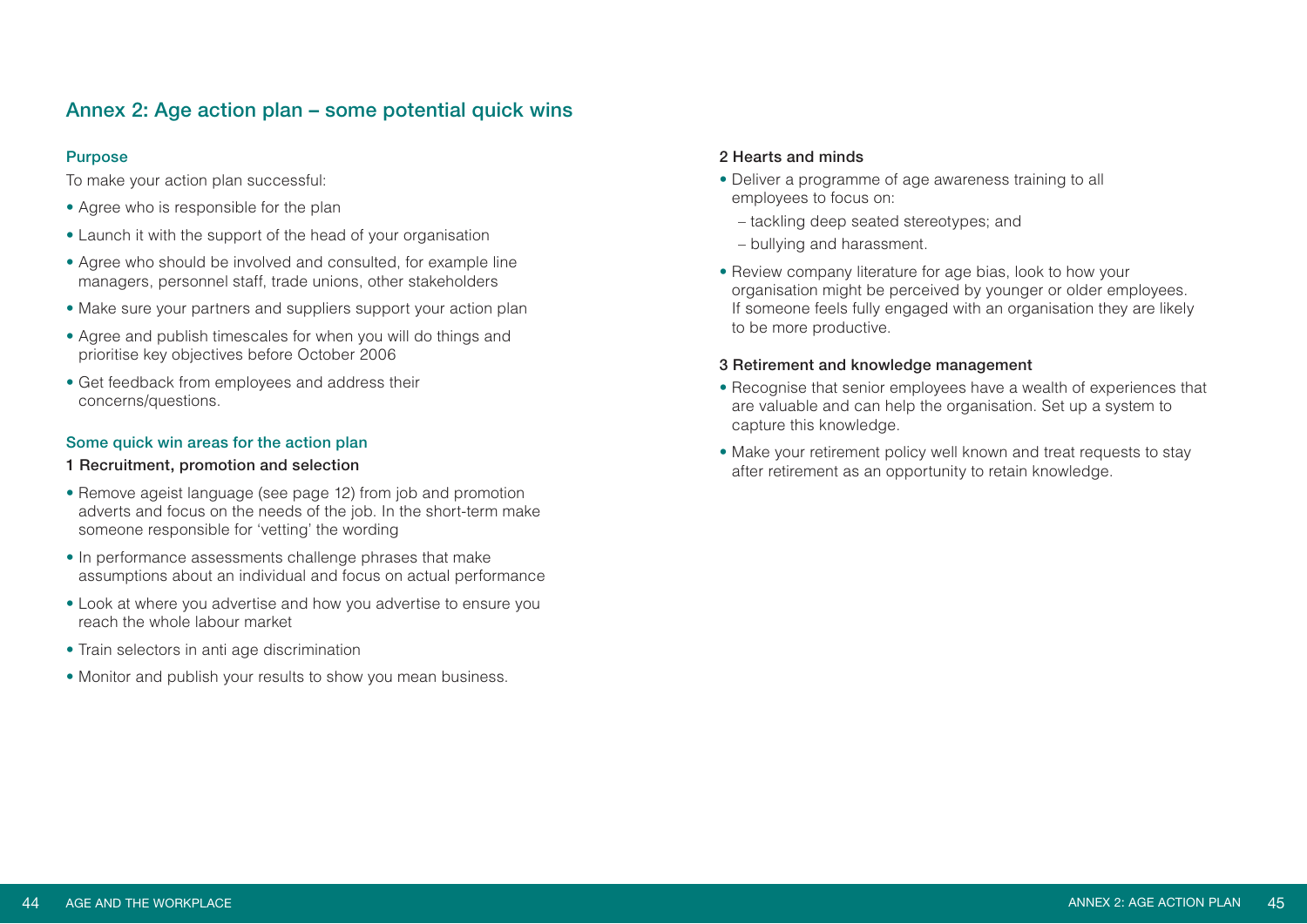## Annex 2: Age action plan – some potential quick wins

### Purpose

To make your action plan successful:

- Agree who is responsible for the plan
- Launch it with the support of the head of your organisation
- Agree who should be involved and consulted, for example line managers, personnel staff, trade unions, other stakeholders
- Make sure your partners and suppliers support your action plan
- Agree and publish timescales for when you will do things and prioritise key objectives before October 2006
- Get feedback from employees and address their concerns/questions.

### Some quick win areas for the action plan

#### 1 Recruitment, promotion and selection

- Remove ageist language (see page 12) from job and promotion adverts and focus on the needs of the job. In the short-term make someone responsible for 'vetting' the wording
- In performance assessments challenge phrases that make assumptions about an individual and focus on actual performance
- Look at where you advertise and how you advertise to ensure you reach the whole labour market
- Train selectors in anti age discrimination
- Monitor and publish your results to show you mean business.

#### 2 Hearts and minds

- Deliver a programme of age awareness training to all employees to focus on:
  - tackling deep seated stereotypes; and
  - bullying and harassment.
- Review company literature for age bias, look to how your organisation might be perceived by younger or older employees. If someone feels fully engaged with an organisation they are likely to be more productive.

#### 3 Retirement and knowledge management

- Recognise that senior employees have a wealth of experiences that are valuable and can help the organisation. Set up a system to capture this knowledge.
- Make your retirement policy well known and treat requests to stay after retirement as an opportunity to retain knowledge.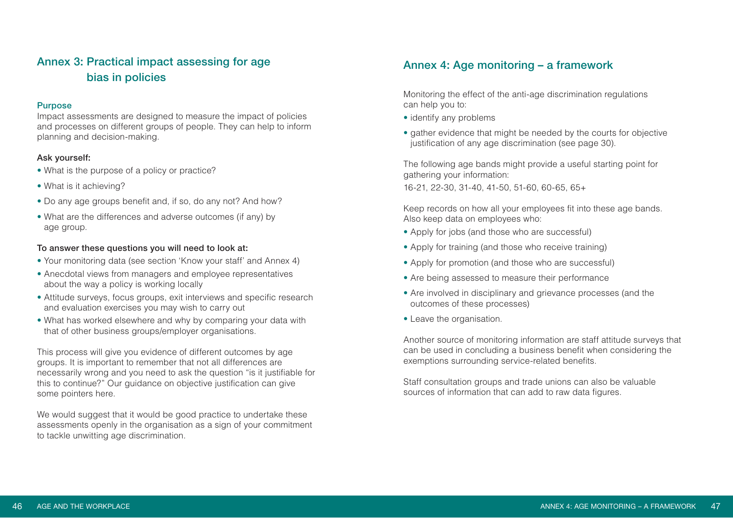## Annex 3: Practical impact assessing for age bias in policies

### Purpose

Impact assessments are designed to measure the impact of policies and processes on different groups of people. They can help to inform planning and decision-making.

**Ask yourself:**

- What is the purpose of a policy or practice?
- What is it achieving?
- Do any age groups benefit and, if so, do any not? And how?
- What are the differences and adverse outcomes (if any) by age group.

**To answer these questions you will need to look at:**

- Your monitoring data (see section 'Know your staff' and Annex 4)
- Anecdotal views from managers and employee representatives about the way a policy is working locally
- Attitude surveys, focus groups, exit interviews and specific research and evaluation exercises you may wish to carry out
- What has worked elsewhere and why by comparing your data with that of other business groups/employer organisations.

This process will give you evidence of different outcomes by age groups. It is important to remember that not all differences are necessarily wrong and you need to ask the question "is it justifiable for this to continue?" Our guidance on objective justification can give some pointers here.

We would suggest that it would be good practice to undertake these assessments openly in the organisation as a sign of your commitment to tackle unwitting age discrimination.

## Annex 4: Age monitoring – a framework

Monitoring the effect of the anti-age discrimination regulations can help you to:

- identify any problems
- gather evidence that might be needed by the courts for objective justification of any age discrimination (see page 30).

The following age bands might provide a useful starting point for gathering your information:
16-21, 22-30, 31-40, 41-50, 51-60, 60-65, 65+

Keep records on how all your employees fit into these age bands. Also keep data on employees who:

- Apply for jobs (and those who are successful)
- Apply for training (and those who receive training)
- Apply for promotion (and those who are successful)
- Are being assessed to measure their performance
- Are involved in disciplinary and grievance processes (and the outcomes of these processes)
- Leave the organisation.

Another source of monitoring information are staff attitude surveys that can be used in concluding a business benefit when considering the exemptions surrounding service-related benefits.

Staff consultation groups and trade unions can also be valuable sources of information that can add to raw data figures.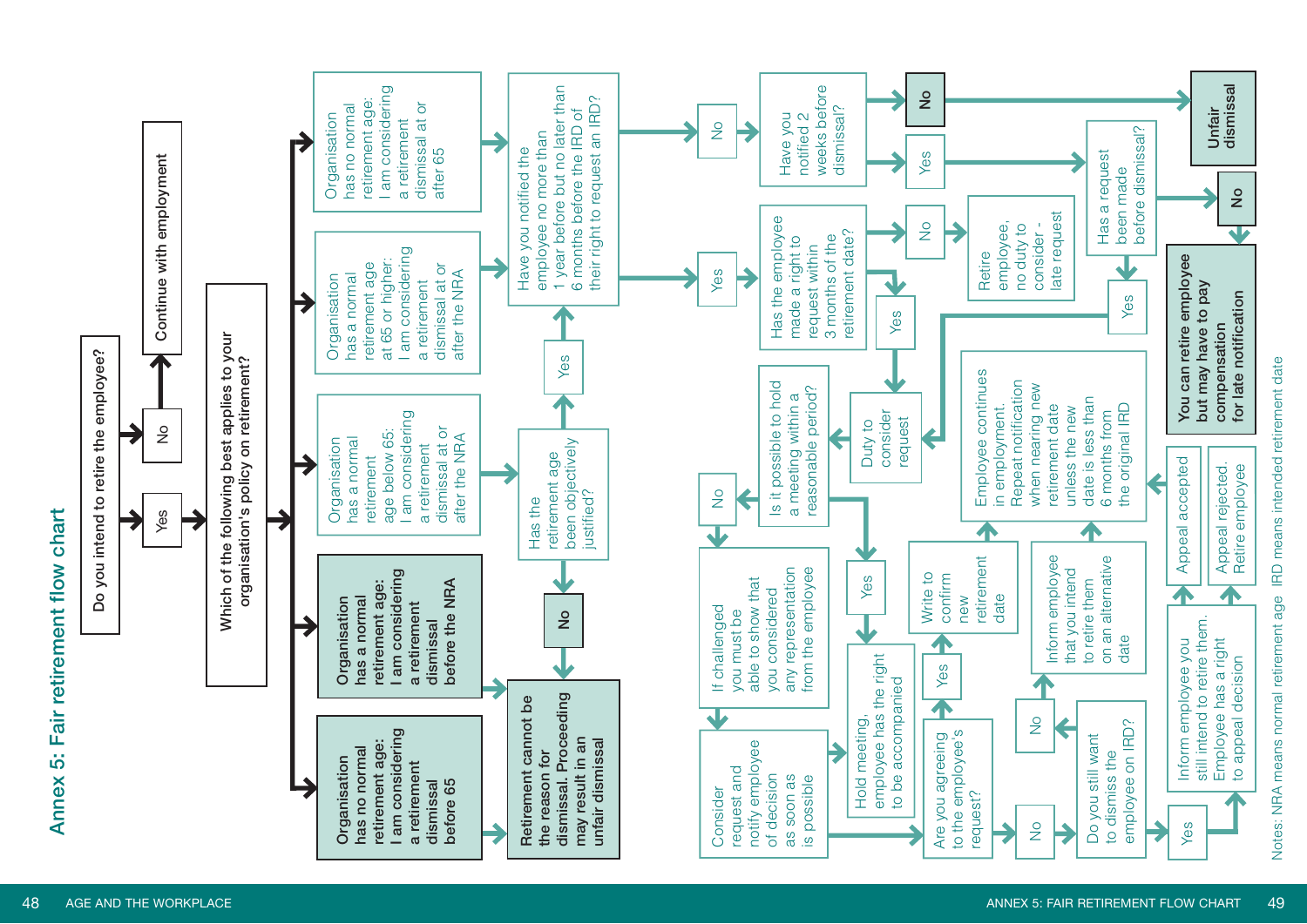# Annex 5: Fair retirement flow chart

**Do you intend to retire the employee?**

- **No** → Continue with employment
- **Yes** → Which of the following best applies to your organisation's policy on retirement?

**1. Organisation has no normal retirement age: I am considering a retirement dismissal before 65**
→ Retirement cannot be the reason for dismissal. Proceeding may result in an unfair dismissal

**2. Organisation has a normal retirement age: I am considering a retirement dismissal before the NRA**
→ Retirement cannot be the reason for dismissal. Proceeding may result in an unfair dismissal

**3. Organisation has a normal retirement age below 65: I am considering a retirement dismissal at or after the NRA**
→ Has the retirement age been objectively justified?
- **No** → Retirement cannot be the reason for dismissal. Proceeding may result in an unfair dismissal
- **Yes** → Have you notified the employee no more than 1 year before but no later than 6 months before the IRD of their right to request an IRD?

**4. Organisation has a normal retirement age at 65 or higher: I am considering a retirement dismissal at or after the NRA**
→ Have you notified the employee no more than 1 year before but no later than 6 months before the IRD of their right to request an IRD?

**5. Organisation has no normal retirement age: I am considering a retirement dismissal at or after 65**
→ Have you notified the employee no more than 1 year before but no later than 6 months before the IRD of their right to request an IRD?

**Have you notified the employee no more than 1 year before but no later than 6 months before the IRD of their right to request an IRD?**

- **No** → Have you notified 2 weeks before dismissal?
  - **No** → **Unfair dismissal**
  - **Yes** → Has a request been made before dismissal?
    - **No** → **You can retire employee but may have to pay compensation for late notification**
    - **Yes** → Duty to consider request
- **Yes** → Has the employee made a right to request within 3 months of the retirement date?
  - **No** → Retire employee, no duty to consider late request
  - **Yes** → Duty to consider request

**Duty to consider request** → Is it possible to hold a meeting within a reasonable period?

- **No** → If challenged you must be able to show that you considered any representation from the employee → Consider request and notify employee of decision as soon as is possible
- **Yes** → Hold meeting, employee has the right to be accompanied

→ Are you agreeing to the employee's request?

- **Yes** → Write to confirm new retirement date → Employee continues in employment. Repeat notification when nearing new retirement date unless the new date is less than 6 months from the original IRD
- **No** → Do you still want to dismiss the employee on IRD?
  - **No** → Inform employee that you intend to retire them on an alternative date → Employee continues in employment. Repeat notification when nearing new retirement date unless the new date is less than 6 months from the original IRD
  - **Yes** → Inform employee you still intend to retire them. Employee has a right to appeal decision
    - Appeal accepted → Employee continues in employment. Repeat notification when nearing new retirement date unless the new date is less than 6 months from the original IRD
    - Appeal rejected. Retire employee

Notes: NRA means normal retirement age IRD means intended retirement date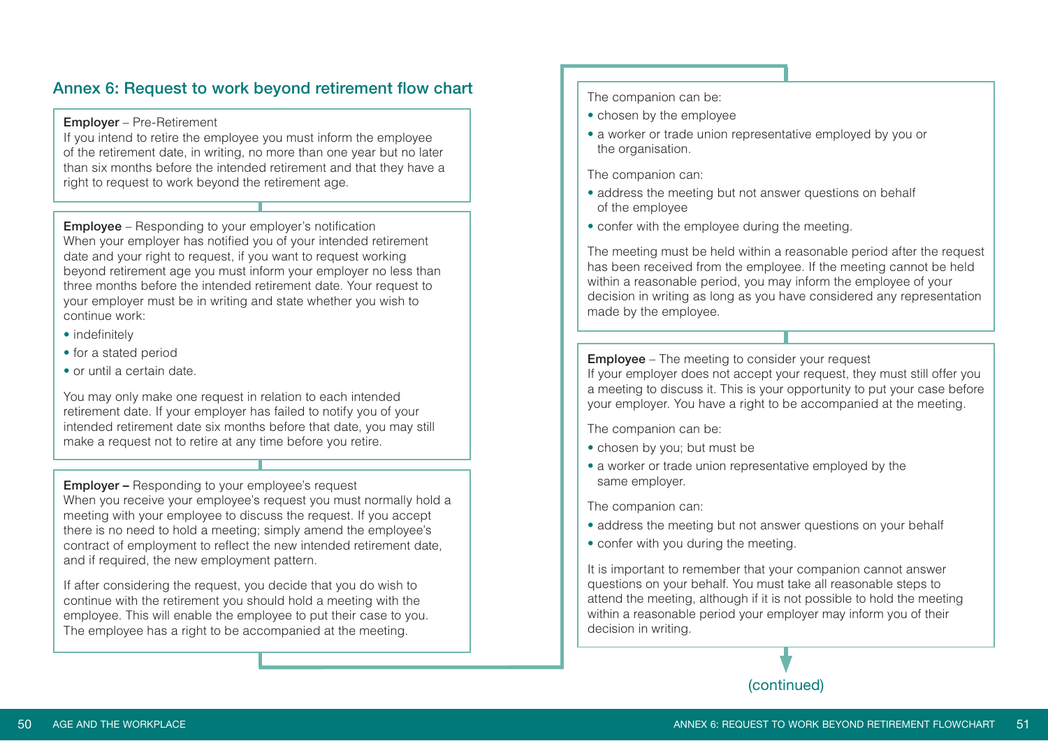## Annex 6: Request to work beyond retirement flow chart

**Employer** – Pre-Retirement
If you intend to retire the employee you must inform the employee of the retirement date, in writing, no more than one year but no later than six months before the intended retirement and that they have a right to request to work beyond the retirement age.

**Employee** – Responding to your employer's notification
When your employer has notified you of your intended retirement date and your right to request, if you want to request working beyond retirement age you must inform your employer no less than three months before the intended retirement date. Your request to your employer must be in writing and state whether you wish to continue work:

- indefinitely
- for a stated period
- or until a certain date.

You may only make one request in relation to each intended retirement date. If your employer has failed to notify you of your intended retirement date six months before that date, you may still make a request not to retire at any time before you retire.

**Employer –** Responding to your employee's request
When you receive your employee's request you must normally hold a meeting with your employee to discuss the request. If you accept there is no need to hold a meeting; simply amend the employee's contract of employment to reflect the new intended retirement date, and if required, the new employment pattern.

If after considering the request, you decide that you do wish to continue with the retirement you should hold a meeting with the employee. This will enable the employee to put their case to you. The employee has a right to be accompanied at the meeting.

The companion can be:

- chosen by the employee
- a worker or trade union representative employed by you or the organisation.

The companion can:

- address the meeting but not answer questions on behalf of the employee
- confer with the employee during the meeting.

The meeting must be held within a reasonable period after the request has been received from the employee. If the meeting cannot be held within a reasonable period, you may inform the employee of your decision in writing as long as you have considered any representation made by the employee.

**Employee** – The meeting to consider your request
If your employer does not accept your request, they must still offer you a meeting to discuss it. This is your opportunity to put your case before your employer. You have a right to be accompanied at the meeting.

The companion can be:

- chosen by you; but must be
- a worker or trade union representative employed by the same employer.

The companion can:

- address the meeting but not answer questions on your behalf
- confer with you during the meeting.

It is important to remember that your companion cannot answer questions on your behalf. You must take all reasonable steps to attend the meeting, although if it is not possible to hold the meeting within a reasonable period your employer may inform you of their decision in writing.

(continued)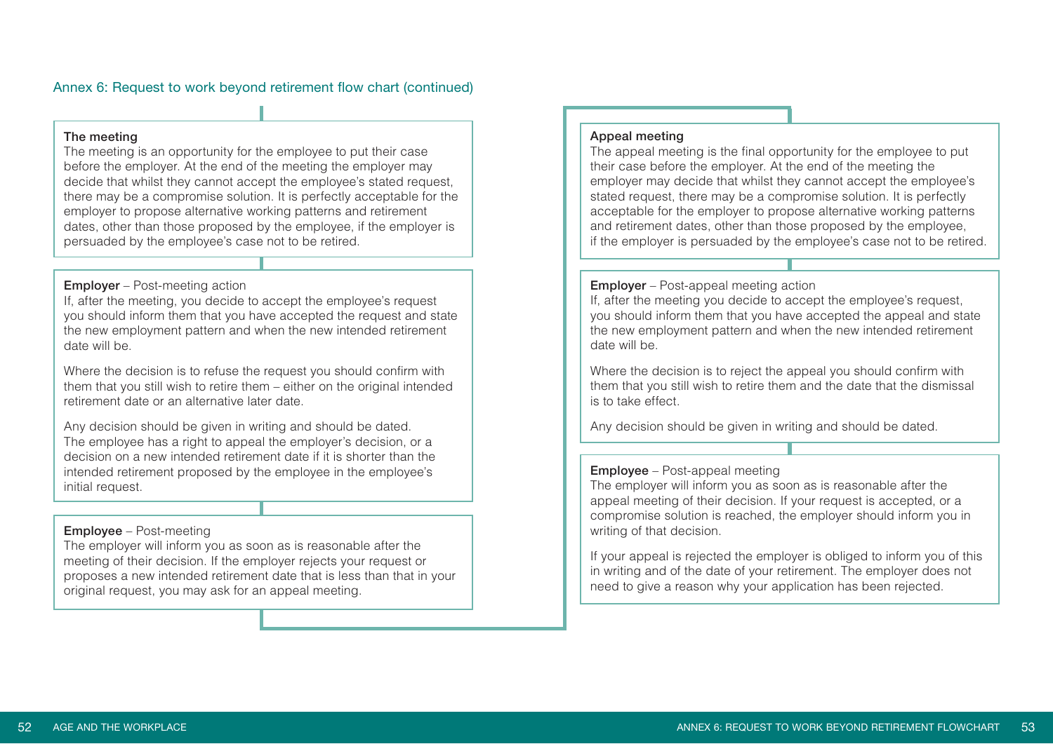## Annex 6: Request to work beyond retirement flow chart (continued)

**The meeting**
The meeting is an opportunity for the employee to put their case before the employer. At the end of the meeting the employer may decide that whilst they cannot accept the employee's stated request, there may be a compromise solution. It is perfectly acceptable for the employer to propose alternative working patterns and retirement dates, other than those proposed by the employee, if the employer is persuaded by the employee's case not to be retired.

**Employer** – Post-meeting action
If, after the meeting, you decide to accept the employee's request you should inform them that you have accepted the request and state the new employment pattern and when the new intended retirement date will be.

Where the decision is to refuse the request you should confirm with them that you still wish to retire them – either on the original intended retirement date or an alternative later date.

Any decision should be given in writing and should be dated. The employee has a right to appeal the employer's decision, or a decision on a new intended retirement date if it is shorter than the intended retirement proposed by the employee in the employee's initial request.

**Employee** – Post-meeting
The employer will inform you as soon as is reasonable after the meeting of their decision. If the employer rejects your request or proposes a new intended retirement date that is less than that in your original request, you may ask for an appeal meeting.

**Appeal meeting**
The appeal meeting is the final opportunity for the employee to put their case before the employer. At the end of the meeting the employer may decide that whilst they cannot accept the employee's stated request, there may be a compromise solution. It is perfectly acceptable for the employer to propose alternative working patterns and retirement dates, other than those proposed by the employee, if the employer is persuaded by the employee's case not to be retired.

**Employer** – Post-appeal meeting action
If, after the meeting you decide to accept the employee's request, you should inform them that you have accepted the appeal and state the new employment pattern and when the new intended retirement date will be.

Where the decision is to reject the appeal you should confirm with them that you still wish to retire them and the date that the dismissal is to take effect.

Any decision should be given in writing and should be dated.

**Employee** – Post-appeal meeting
The employer will inform you as soon as is reasonable after the appeal meeting of their decision. If your request is accepted, or a compromise solution is reached, the employer should inform you in writing of that decision.

If your appeal is rejected the employer is obliged to inform you of this in writing and of the date of your retirement. The employer does not need to give a reason why your application has been rejected.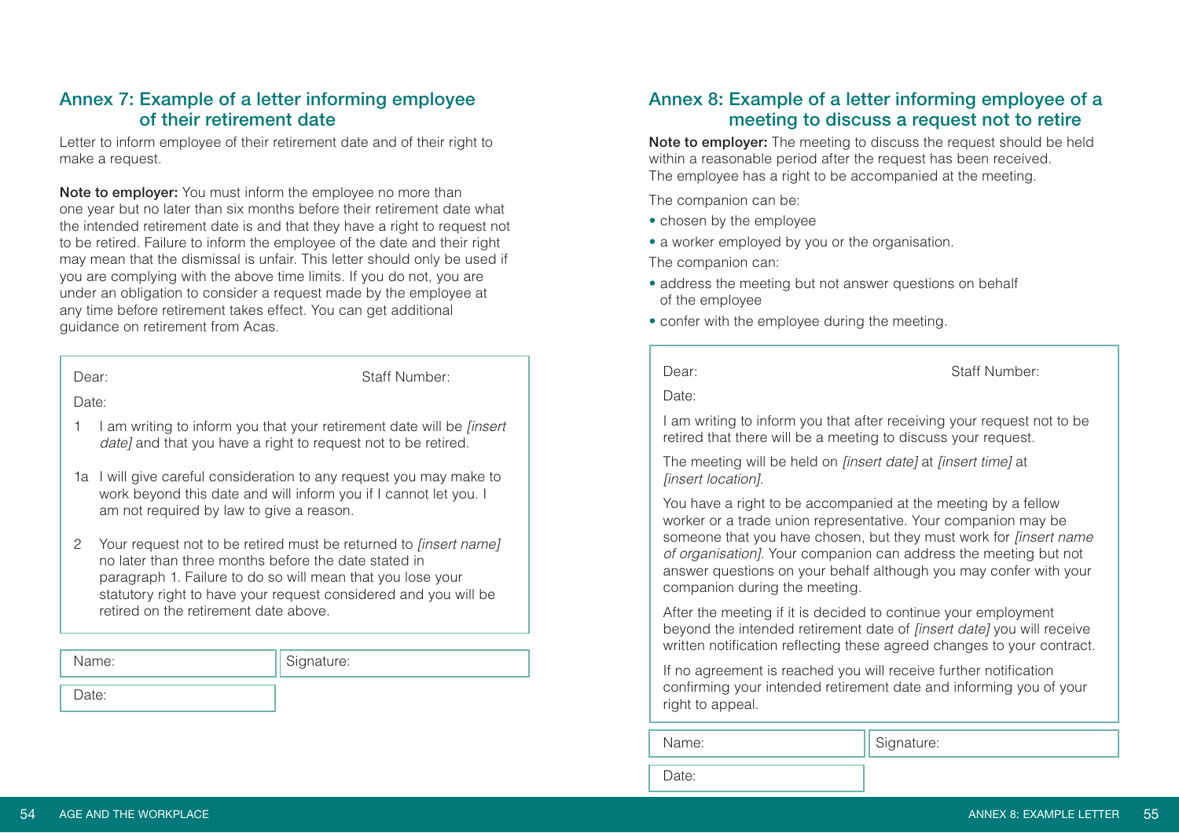## Annex 7: Example of a letter informing employee of their retirement date

Letter to inform employee of their retirement date and of their right to make a request.

**Note to employer:** You must inform the employee no more than one year but no later than six months before their retirement date what the intended retirement date is and that they have a right to request not to be retired. Failure to inform the employee of the date and their right may mean that the dismissal is unfair. This letter should only be used if you are complying with the above time limits. If you do not, you are under an obligation to consider a request made by the employee at any time before retirement takes effect. You can get additional guidance on retirement from Acas.

Dear: Staff Number:

Date:

1 I am writing to inform you that your retirement date will be *[insert date]* and that you have a right to request not to be retired.

1a I will give careful consideration to any request you may make to work beyond this date and will inform you if I cannot let you. I am not required by law to give a reason.

2 Your request not to be retired must be returned to *[insert name]* no later than three months before the date stated in paragraph 1. Failure to do so will mean that you lose your statutory right to have your request considered and you will be retired on the retirement date above.

| Name: | Signature: |
|---|---|
| Date: | |

## Annex 8: Example of a letter informing employee of a meeting to discuss a request not to retire

**Note to employer:** The meeting to discuss the request should be held within a reasonable period after the request has been received. The employee has a right to be accompanied at the meeting.

The companion can be:

- chosen by the employee
- a worker employed by you or the organisation.

The companion can:

- address the meeting but not answer questions on behalf of the employee
- confer with the employee during the meeting.

Dear: Staff Number:

Date:

I am writing to inform you that after receiving your request not to be retired that there will be a meeting to discuss your request.

The meeting will be held on *[insert date]* at *[insert time]* at *[insert location]*.

You have a right to be accompanied at the meeting by a fellow worker or a trade union representative. Your companion may be someone that you have chosen, but they must work for *[insert name of organisation]*. Your companion can address the meeting but not answer questions on your behalf although you may confer with your companion during the meeting.

After the meeting if it is decided to continue your employment beyond the intended retirement date of *[insert date]* you will receive written notification reflecting these agreed changes to your contract.

If no agreement is reached you will receive further notification confirming your intended retirement date and informing you of your right to appeal.

| Name: | Signature: |
|---|---|
| Date: | |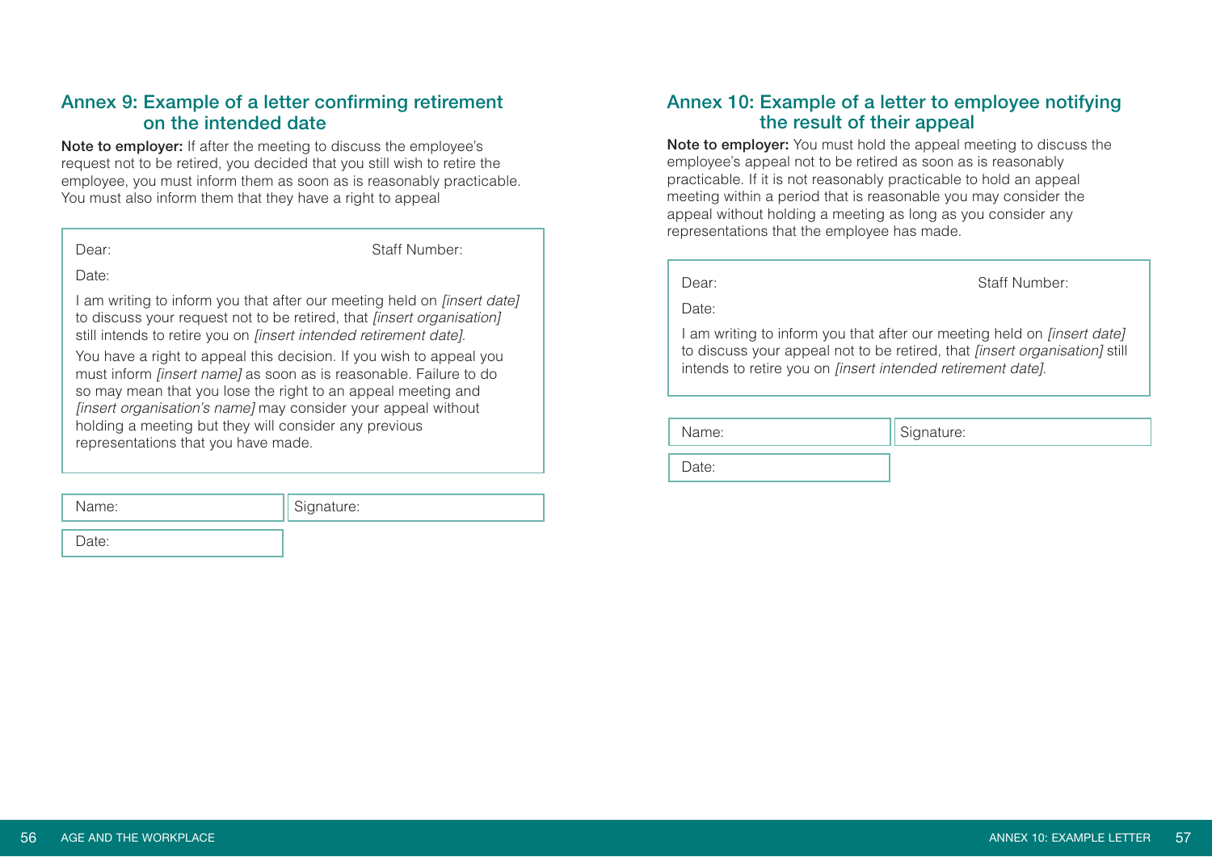## Annex 9: Example of a letter confirming retirement on the intended date

**Note to employer:** If after the meeting to discuss the employee's request not to be retired, you decided that you still wish to retire the employee, you must inform them as soon as is reasonably practicable. You must also inform them that they have a right to appeal

Dear: Staff Number:

Date:

I am writing to inform you that after our meeting held on *[insert date]* to discuss your request not to be retired, that *[insert organisation]* still intends to retire you on *[insert intended retirement date]*.

You have a right to appeal this decision. If you wish to appeal you must inform *[insert name]* as soon as is reasonable. Failure to do so may mean that you lose the right to an appeal meeting and *[insert organisation's name]* may consider your appeal without holding a meeting but they will consider any previous representations that you have made.

| Name: | Signature: |
| --- | --- |
| Date: | |

## Annex 10: Example of a letter to employee notifying the result of their appeal

**Note to employer:** You must hold the appeal meeting to discuss the employee's appeal not to be retired as soon as is reasonably practicable. If it is not reasonably practicable to hold an appeal meeting within a period that is reasonable you may consider the appeal without holding a meeting as long as you consider any representations that the employee has made.

Dear: Staff Number:

Date:

I am writing to inform you that after our meeting held on *[insert date]* to discuss your appeal not to be retired, that *[insert organisation]* still intends to retire you on *[insert intended retirement date]*.

| Name: | Signature: |
| --- | --- |
| Date: | |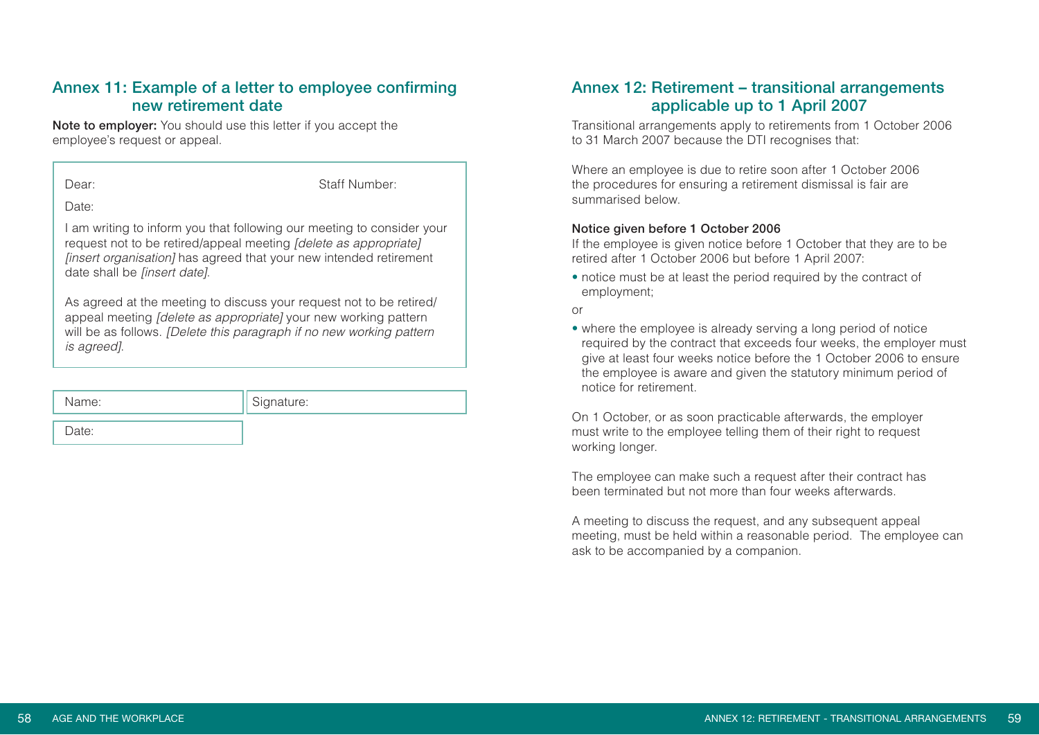## Annex 11: Example of a letter to employee confirming new retirement date

**Note to employer:** You should use this letter if you accept the employee's request or appeal.

Dear: Staff Number:

Date:

I am writing to inform you that following our meeting to consider your request not to be retired/appeal meeting *[delete as appropriate]* *[insert organisation]* has agreed that your new intended retirement date shall be *[insert date]*.

As agreed at the meeting to discuss your request not to be retired/ appeal meeting *[delete as appropriate]* your new working pattern will be as follows. *[Delete this paragraph if no new working pattern is agreed]*.

| Name: | Signature: |
|---|---|
| Date: | |

## Annex 12: Retirement – transitional arrangements applicable up to 1 April 2007

Transitional arrangements apply to retirements from 1 October 2006 to 31 March 2007 because the DTI recognises that:

Where an employee is due to retire soon after 1 October 2006 the procedures for ensuring a retirement dismissal is fair are summarised below.

**Notice given before 1 October 2006**

If the employee is given notice before 1 October that they are to be retired after 1 October 2006 but before 1 April 2007:

- notice must be at least the period required by the contract of employment;

or

- where the employee is already serving a long period of notice required by the contract that exceeds four weeks, the employer must give at least four weeks notice before the 1 October 2006 to ensure the employee is aware and given the statutory minimum period of notice for retirement.

On 1 October, or as soon practicable afterwards, the employer must write to the employee telling them of their right to request working longer.

The employee can make such a request after their contract has been terminated but not more than four weeks afterwards.

A meeting to discuss the request, and any subsequent appeal meeting, must be held within a reasonable period. The employee can ask to be accompanied by a companion.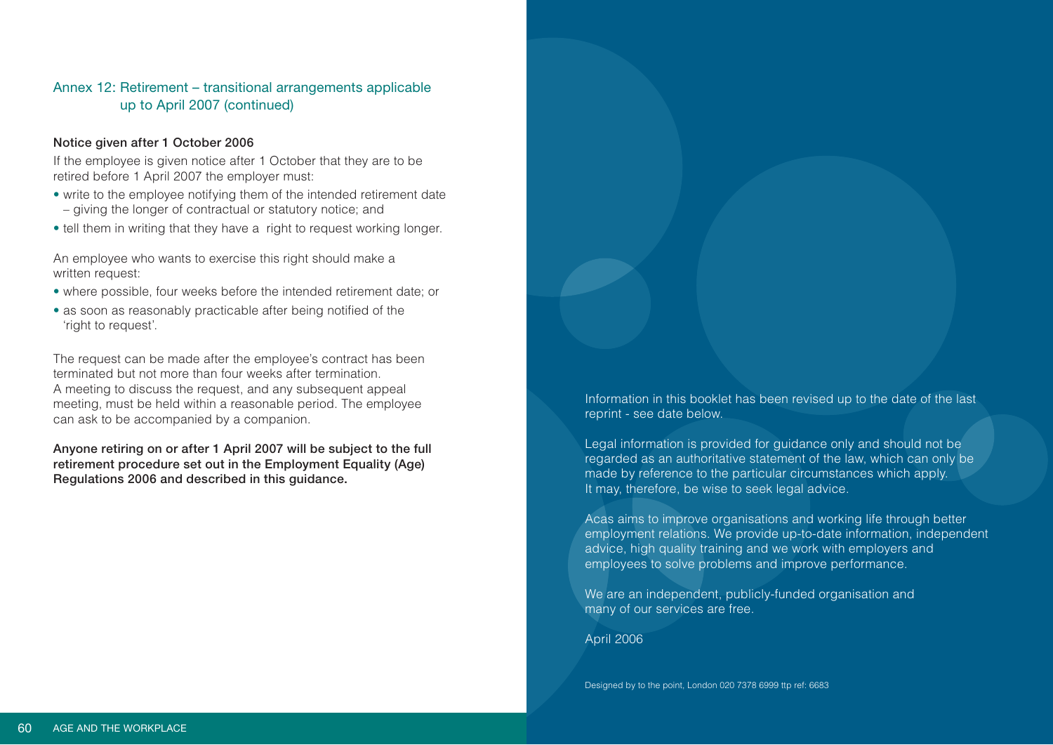## Annex 12: Retirement – transitional arrangements applicable up to April 2007 (continued)

**Notice given after 1 October 2006**

If the employee is given notice after 1 October that they are to be retired before 1 April 2007 the employer must:

- write to the employee notifying them of the intended retirement date – giving the longer of contractual or statutory notice; and
- tell them in writing that they have a right to request working longer.

An employee who wants to exercise this right should make a written request:

- where possible, four weeks before the intended retirement date; or
- as soon as reasonably practicable after being notified of the 'right to request'.

The request can be made after the employee's contract has been terminated but not more than four weeks after termination. A meeting to discuss the request, and any subsequent appeal meeting, must be held within a reasonable period. The employee can ask to be accompanied by a companion.

**Anyone retiring on or after 1 April 2007 will be subject to the full retirement procedure set out in the Employment Equality (Age) Regulations 2006 and described in this guidance.**

Information in this booklet has been revised up to the date of the last reprint - see date below.

Legal information is provided for guidance only and should not be regarded as an authoritative statement of the law, which can only be made by reference to the particular circumstances which apply. It may, therefore, be wise to seek legal advice.

Acas aims to improve organisations and working life through better employment relations. We provide up-to-date information, independent advice, high quality training and we work with employers and employees to solve problems and improve performance.

We are an independent, publicly-funded organisation and many of our services are free.

April 2006

Designed by to the point, London 020 7378 6999 ttp ref: 6683